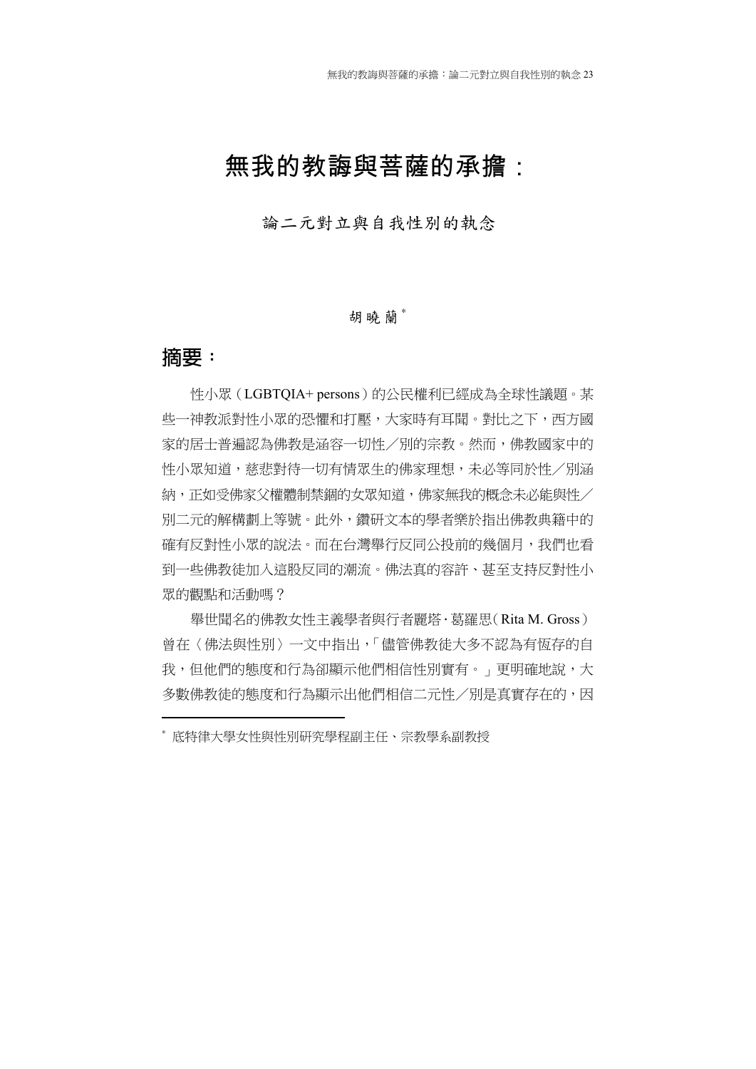# 無我的教誨與菩薩的承擔：

## 論二元對立與自我性別的執念

胡曉蘭[*]

## 摘要：

性小眾（LGBTQIA+ persons）的公民權利已經成為全球性議題。某些一神教派對性小眾的恐懼和打壓，大家時有耳聞。對比之下，西方國家的居士普遍認為佛教是涵容一切性／別的宗教。然而，佛教國家中的性小眾知道，慈悲對待一切有情眾生的佛家理想，未必等同於性／別涵納，正如受佛家父權體制禁錮的女眾知道，佛家無我的概念未必能與性／別二元的解構劃上等號。此外，鑽研文本的學者樂於指出佛教典籍中的確有反對性小眾的說法。而在台灣舉行反同公投前的幾個月，我們也看到一些佛教徒加入這股反同的潮流。佛法真的容許、甚至支持反對性小眾的觀點和活動嗎？

舉世聞名的佛教女性主義學者與行者麗塔‧葛羅思（Rita M. Gross）曾在〈佛法與性別〉一文中指出，「儘管佛教徒大多不認為有恆存的自我，但他們的態度和行為卻顯示他們相信性別實有。」更明確地說，大多數佛教徒的態度和行為顯示出他們相信二元性／別是真實存在的，因

[*] 底特律大學女性與性別研究學程副主任、宗教學系副教授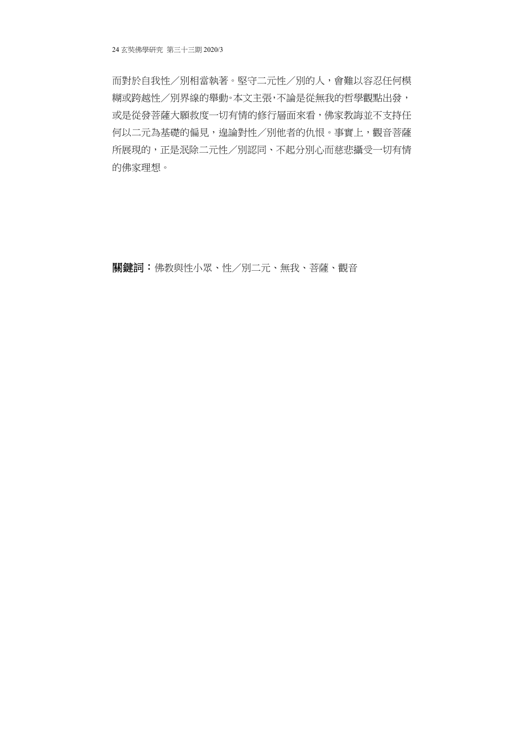而對於自我性／別相當執著。堅守二元性／別的人，會難以容忍任何模糊或跨越性／別界線的舉動。本文主張，不論是從無我的哲學觀點出發，或是從發菩薩大願救度一切有情的修行層面來看，佛家教誨並不支持任何以二元為基礎的偏見，遑論對性／別他者的仇恨。事實上，觀音菩薩所展現的，正是泯除二元性／別認同、不起分別心而慈悲攝受一切有情的佛家理想。

**關鍵詞：**佛教與性小眾、性／別二元、無我、菩薩、觀音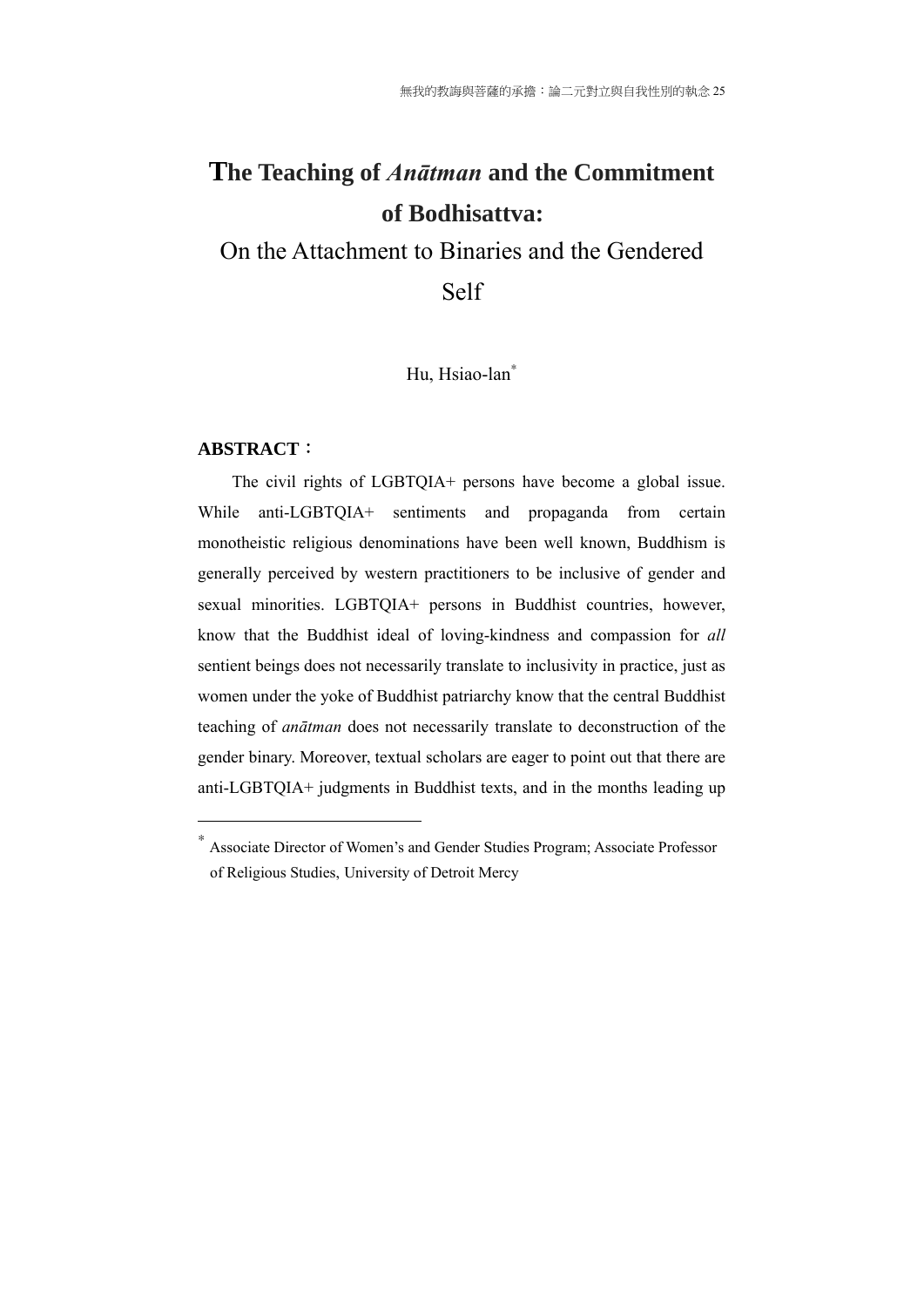# **The Teaching of *Anātman* and the Commitment of Bodhisattva:**

## On the Attachment to Binaries and the Gendered Self

Hu, Hsiao-lan[*]

**ABSTRACT**：

The civil rights of LGBTQIA+ persons have become a global issue. While anti-LGBTQIA+ sentiments and propaganda from certain monotheistic religious denominations have been well known, Buddhism is generally perceived by western practitioners to be inclusive of gender and sexual minorities. LGBTQIA+ persons in Buddhist countries, however, know that the Buddhist ideal of loving-kindness and compassion for *all* sentient beings does not necessarily translate to inclusivity in practice, just as women under the yoke of Buddhist patriarchy know that the central Buddhist teaching of *anātman* does not necessarily translate to deconstruction of the gender binary. Moreover, textual scholars are eager to point out that there are anti-LGBTQIA+ judgments in Buddhist texts, and in the months leading up

---

[*] Associate Director of Women's and Gender Studies Program; Associate Professor of Religious Studies, University of Detroit Mercy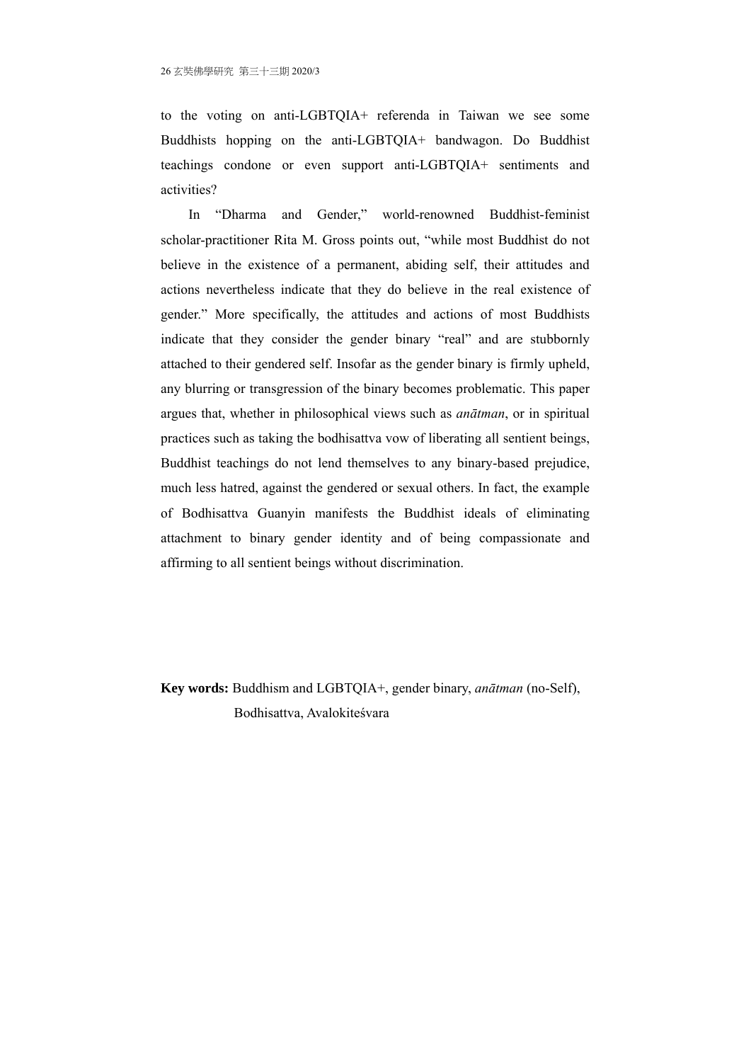to the voting on anti-LGBTQIA+ referenda in Taiwan we see some Buddhists hopping on the anti-LGBTQIA+ bandwagon. Do Buddhist teachings condone or even support anti-LGBTQIA+ sentiments and activities?

In "Dharma and Gender," world-renowned Buddhist-feminist scholar-practitioner Rita M. Gross points out, "while most Buddhist do not believe in the existence of a permanent, abiding self, their attitudes and actions nevertheless indicate that they do believe in the real existence of gender." More specifically, the attitudes and actions of most Buddhists indicate that they consider the gender binary "real" and are stubbornly attached to their gendered self. Insofar as the gender binary is firmly upheld, any blurring or transgression of the binary becomes problematic. This paper argues that, whether in philosophical views such as *anātman*, or in spiritual practices such as taking the bodhisattva vow of liberating all sentient beings, Buddhist teachings do not lend themselves to any binary-based prejudice, much less hatred, against the gendered or sexual others. In fact, the example of Bodhisattva Guanyin manifests the Buddhist ideals of eliminating attachment to binary gender identity and of being compassionate and affirming to all sentient beings without discrimination.

**Key words:** Buddhism and LGBTQIA+, gender binary, *anātman* (no-Self), Bodhisattva, Avalokiteśvara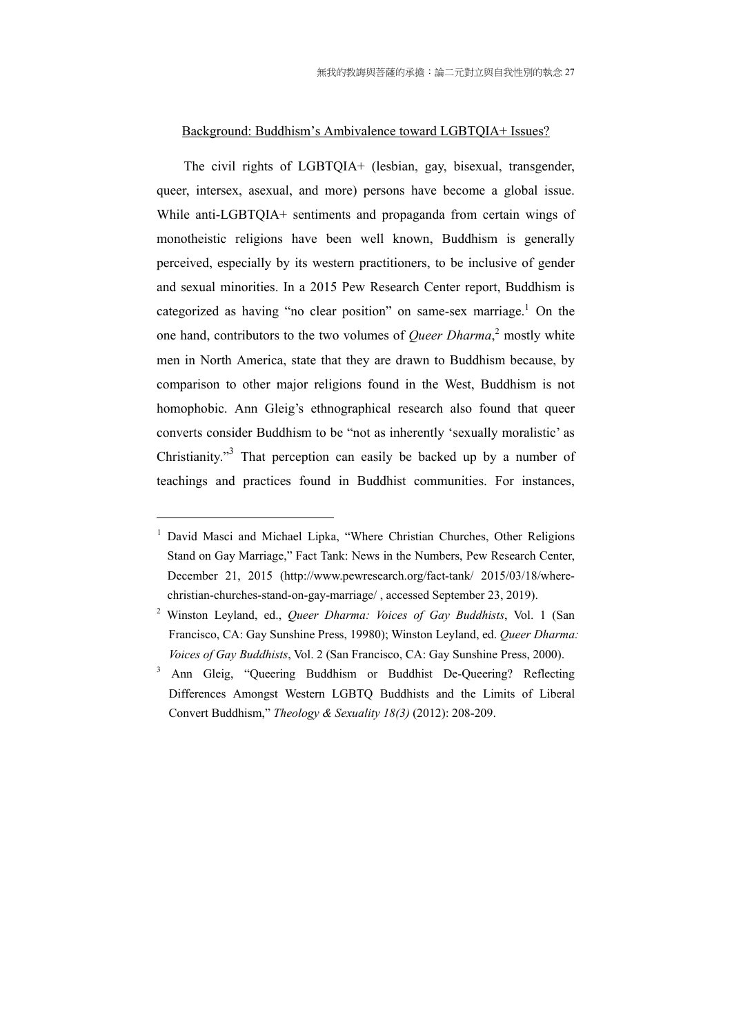Background: Buddhism's Ambivalence toward LGBTQIA+ Issues?

The civil rights of LGBTQIA+ (lesbian, gay, bisexual, transgender, queer, intersex, asexual, and more) persons have become a global issue. While anti-LGBTQIA+ sentiments and propaganda from certain wings of monotheistic religions have been well known, Buddhism is generally perceived, especially by its western practitioners, to be inclusive of gender and sexual minorities. In a 2015 Pew Research Center report, Buddhism is categorized as having "no clear position" on same-sex marriage.[1] On the one hand, contributors to the two volumes of *Queer Dharma*,[2] mostly white men in North America, state that they are drawn to Buddhism because, by comparison to other major religions found in the West, Buddhism is not homophobic. Ann Gleig's ethnographical research also found that queer converts consider Buddhism to be "not as inherently 'sexually moralistic' as Christianity."[3] That perception can easily be backed up by a number of teachings and practices found in Buddhist communities. For instances,

---

[1] David Masci and Michael Lipka, "Where Christian Churches, Other Religions Stand on Gay Marriage," Fact Tank: News in the Numbers, Pew Research Center, December 21, 2015 (http://www.pewresearch.org/fact-tank/ 2015/03/18/where-christian-churches-stand-on-gay-marriage/ , accessed September 23, 2019).

[2] Winston Leyland, ed., *Queer Dharma: Voices of Gay Buddhists*, Vol. 1 (San Francisco, CA: Gay Sunshine Press, 19980); Winston Leyland, ed. *Queer Dharma: Voices of Gay Buddhists*, Vol. 2 (San Francisco, CA: Gay Sunshine Press, 2000).

[3] Ann Gleig, "Queering Buddhism or Buddhist De-Queering? Reflecting Differences Amongst Western LGBTQ Buddhists and the Limits of Liberal Convert Buddhism," *Theology & Sexuality 18(3)* (2012): 208-209.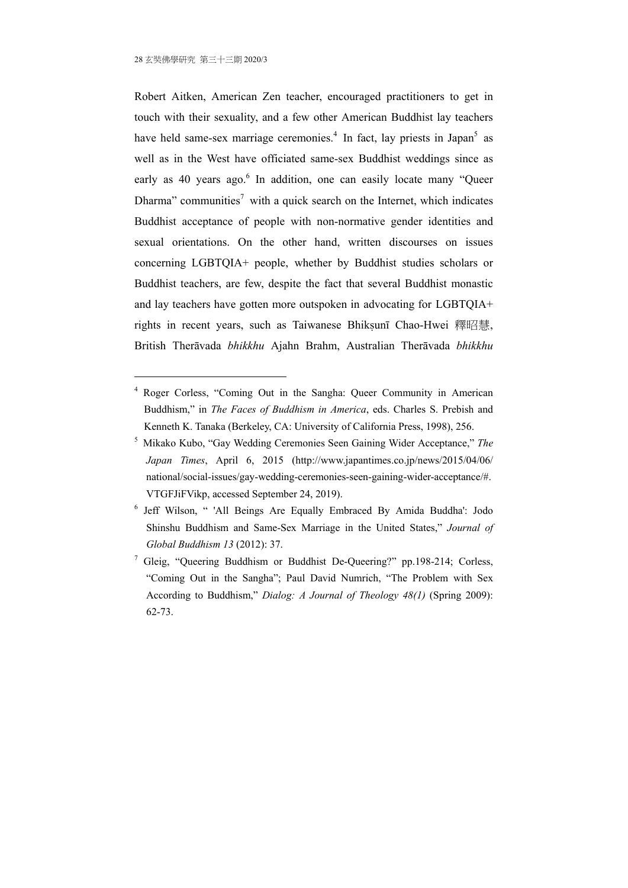Robert Aitken, American Zen teacher, encouraged practitioners to get in touch with their sexuality, and a few other American Buddhist lay teachers have held same-sex marriage ceremonies.[4] In fact, lay priests in Japan[5] as well as in the West have officiated same-sex Buddhist weddings since as early as 40 years ago.[6] In addition, one can easily locate many "Queer Dharma" communities[7] with a quick search on the Internet, which indicates Buddhist acceptance of people with non-normative gender identities and sexual orientations. On the other hand, written discourses on issues concerning LGBTQIA+ people, whether by Buddhist studies scholars or Buddhist teachers, are few, despite the fact that several Buddhist monastic and lay teachers have gotten more outspoken in advocating for LGBTQIA+ rights in recent years, such as Taiwanese Bhikṣunī Chao-Hwei 釋昭慧, British Therāvada *bhikkhu* Ajahn Brahm, Australian Therāvada *bhikkhu*

---

[4] Roger Corless, "Coming Out in the Sangha: Queer Community in American Buddhism," in *The Faces of Buddhism in America*, eds. Charles S. Prebish and Kenneth K. Tanaka (Berkeley, CA: University of California Press, 1998), 256.

[5] Mikako Kubo, "Gay Wedding Ceremonies Seen Gaining Wider Acceptance," *The Japan Times*, April 6, 2015 (http://www.japantimes.co.jp/news/2015/04/06/national/social-issues/gay-wedding-ceremonies-seen-gaining-wider-acceptance/#.VTGFJiFVikp, accessed September 24, 2019).

[6] Jeff Wilson, " 'All Beings Are Equally Embraced By Amida Buddha': Jodo Shinshu Buddhism and Same-Sex Marriage in the United States," *Journal of Global Buddhism 13* (2012): 37.

[7] Gleig, "Queering Buddhism or Buddhist De-Queering?" pp.198-214; Corless, "Coming Out in the Sangha"; Paul David Numrich, "The Problem with Sex According to Buddhism," *Dialog: A Journal of Theology 48(1)* (Spring 2009): 62-73.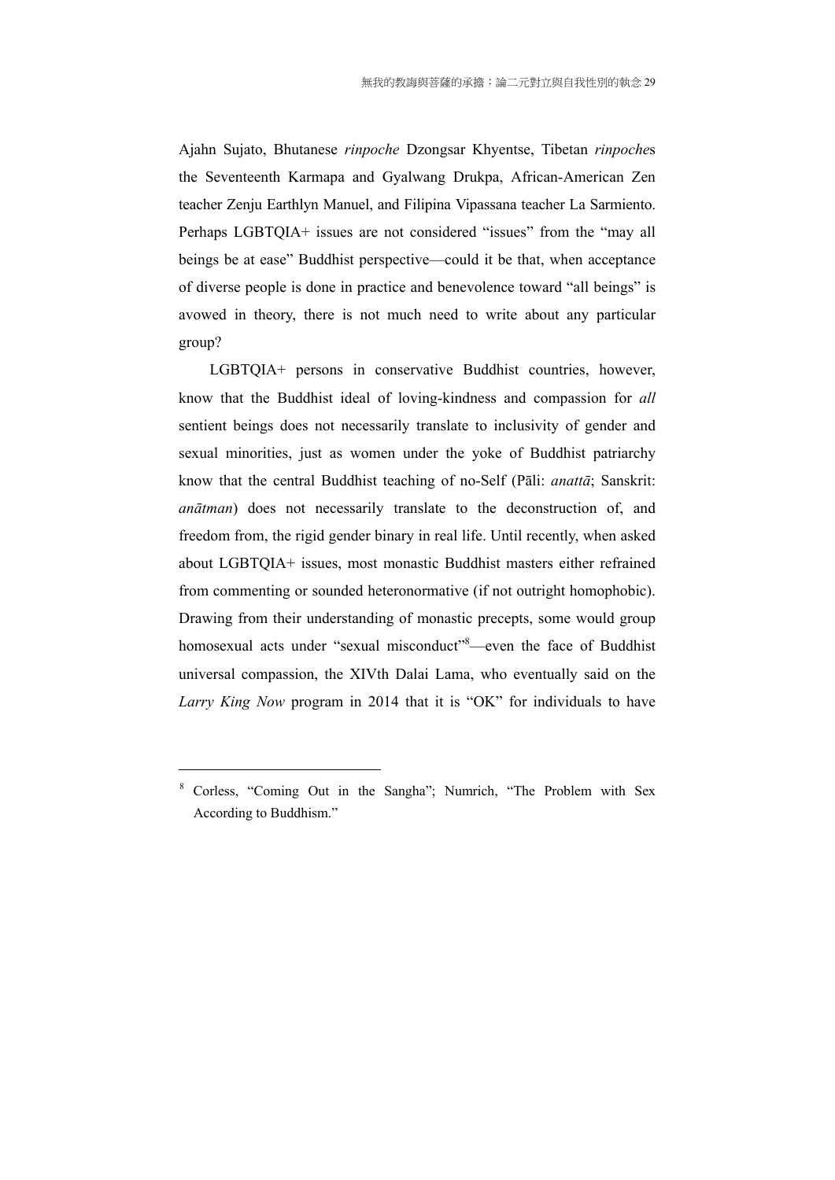Ajahn Sujato, Bhutanese *rinpoche* Dzongsar Khyentse, Tibetan *rinpoche*s the Seventeenth Karmapa and Gyalwang Drukpa, African-American Zen teacher Zenju Earthlyn Manuel, and Filipina Vipassana teacher La Sarmiento. Perhaps LGBTQIA+ issues are not considered "issues" from the "may all beings be at ease" Buddhist perspective—could it be that, when acceptance of diverse people is done in practice and benevolence toward "all beings" is avowed in theory, there is not much need to write about any particular group?

LGBTQIA+ persons in conservative Buddhist countries, however, know that the Buddhist ideal of loving-kindness and compassion for *all* sentient beings does not necessarily translate to inclusivity of gender and sexual minorities, just as women under the yoke of Buddhist patriarchy know that the central Buddhist teaching of no-Self (Pāli: *anattā*; Sanskrit: *anātman*) does not necessarily translate to the deconstruction of, and freedom from, the rigid gender binary in real life. Until recently, when asked about LGBTQIA+ issues, most monastic Buddhist masters either refrained from commenting or sounded heteronormative (if not outright homophobic). Drawing from their understanding of monastic precepts, some would group homosexual acts under "sexual misconduct"[8]—even the face of Buddhist universal compassion, the XIVth Dalai Lama, who eventually said on the *Larry King Now* program in 2014 that it is "OK" for individuals to have

---

[8] Corless, "Coming Out in the Sangha"; Numrich, "The Problem with Sex According to Buddhism."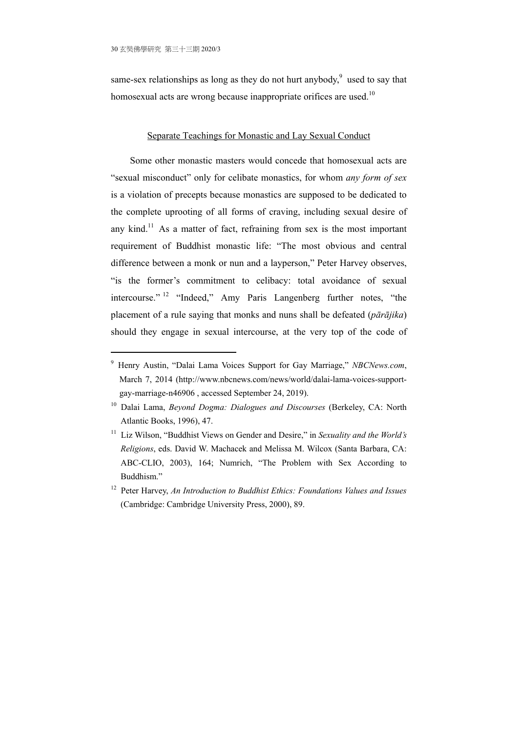same-sex relationships as long as they do not hurt anybody,[9] used to say that homosexual acts are wrong because inappropriate orifices are used.[10]

## Separate Teachings for Monastic and Lay Sexual Conduct

Some other monastic masters would concede that homosexual acts are "sexual misconduct" only for celibate monastics, for whom *any form of sex* is a violation of precepts because monastics are supposed to be dedicated to the complete uprooting of all forms of craving, including sexual desire of any kind.[11] As a matter of fact, refraining from sex is the most important requirement of Buddhist monastic life: "The most obvious and central difference between a monk or nun and a layperson," Peter Harvey observes, "is the former's commitment to celibacy: total avoidance of sexual intercourse."[12] "Indeed," Amy Paris Langenberg further notes, "the placement of a rule saying that monks and nuns shall be defeated (*pārājika*) should they engage in sexual intercourse, at the very top of the code of

---

[9] Henry Austin, "Dalai Lama Voices Support for Gay Marriage," *NBCNews.com*, March 7, 2014 (http://www.nbcnews.com/news/world/dalai-lama-voices-support-gay-marriage-n46906 , accessed September 24, 2019).

[10] Dalai Lama, *Beyond Dogma: Dialogues and Discourses* (Berkeley, CA: North Atlantic Books, 1996), 47.

[11] Liz Wilson, "Buddhist Views on Gender and Desire," in *Sexuality and the World's Religions*, eds. David W. Machacek and Melissa M. Wilcox (Santa Barbara, CA: ABC-CLIO, 2003), 164; Numrich, "The Problem with Sex According to Buddhism."

[12] Peter Harvey, *An Introduction to Buddhist Ethics: Foundations Values and Issues* (Cambridge: Cambridge University Press, 2000), 89.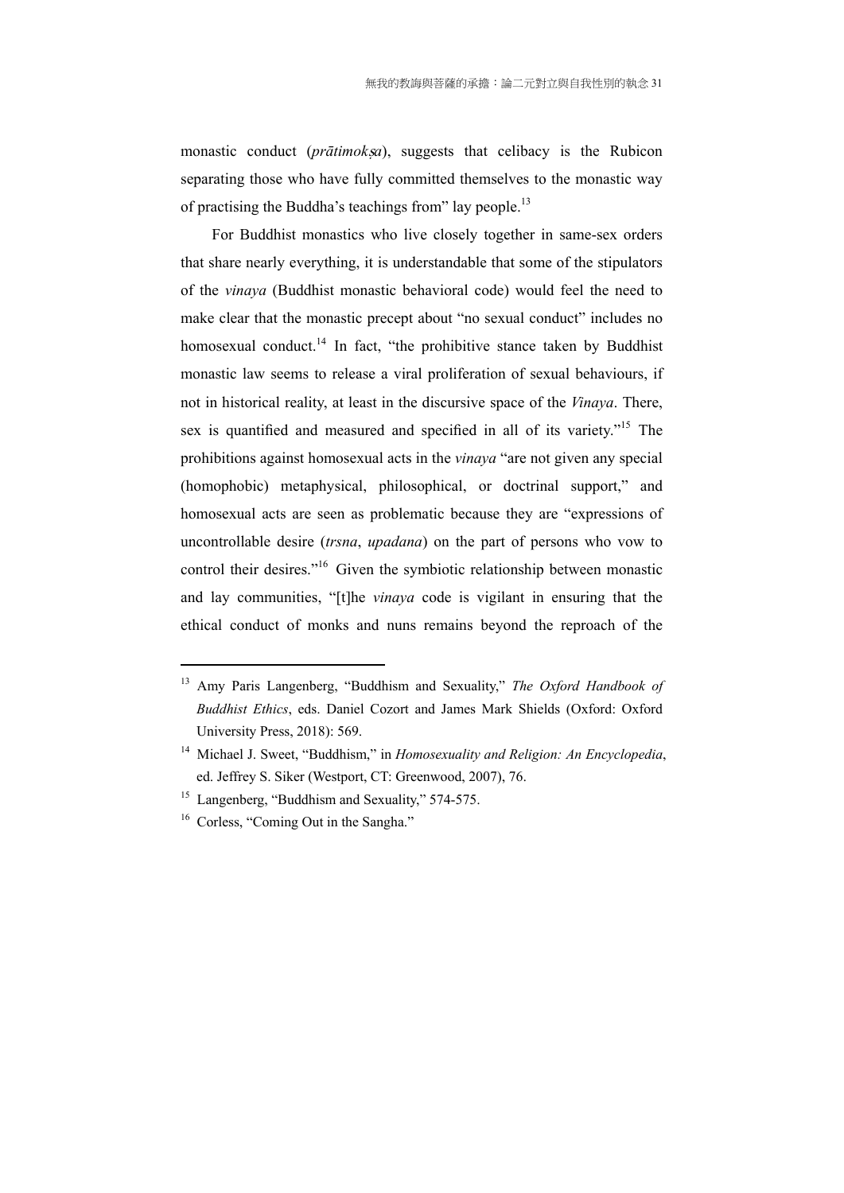monastic conduct (*prātimokṣa*), suggests that celibacy is the Rubicon separating those who have fully committed themselves to the monastic way of practising the Buddha's teachings from" lay people.[13]

For Buddhist monastics who live closely together in same-sex orders that share nearly everything, it is understandable that some of the stipulators of the *vinaya* (Buddhist monastic behavioral code) would feel the need to make clear that the monastic precept about "no sexual conduct" includes no homosexual conduct.[14] In fact, "the prohibitive stance taken by Buddhist monastic law seems to release a viral proliferation of sexual behaviours, if not in historical reality, at least in the discursive space of the *Vinaya*. There, sex is quantified and measured and specified in all of its variety."[15] The prohibitions against homosexual acts in the *vinaya* "are not given any special (homophobic) metaphysical, philosophical, or doctrinal support," and homosexual acts are seen as problematic because they are "expressions of uncontrollable desire (*trsna*, *upadana*) on the part of persons who vow to control their desires."[16] Given the symbiotic relationship between monastic and lay communities, "[t]he *vinaya* code is vigilant in ensuring that the ethical conduct of monks and nuns remains beyond the reproach of the

---

[13] Amy Paris Langenberg, "Buddhism and Sexuality," *The Oxford Handbook of Buddhist Ethics*, eds. Daniel Cozort and James Mark Shields (Oxford: Oxford University Press, 2018): 569.

[14] Michael J. Sweet, "Buddhism," in *Homosexuality and Religion: An Encyclopedia*, ed. Jeffrey S. Siker (Westport, CT: Greenwood, 2007), 76.

[15] Langenberg, "Buddhism and Sexuality," 574-575.

[16] Corless, "Coming Out in the Sangha."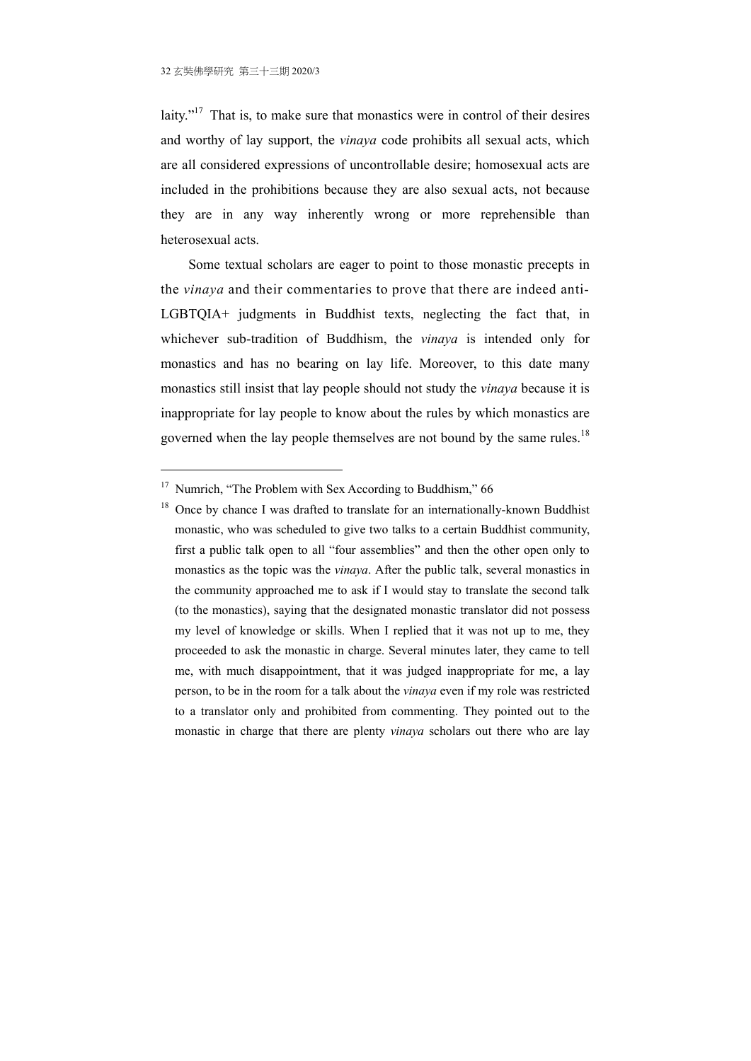laity."[17] That is, to make sure that monastics were in control of their desires and worthy of lay support, the *vinaya* code prohibits all sexual acts, which are all considered expressions of uncontrollable desire; homosexual acts are included in the prohibitions because they are also sexual acts, not because they are in any way inherently wrong or more reprehensible than heterosexual acts.

Some textual scholars are eager to point to those monastic precepts in the *vinaya* and their commentaries to prove that there are indeed anti-LGBTQIA+ judgments in Buddhist texts, neglecting the fact that, in whichever sub-tradition of Buddhism, the *vinaya* is intended only for monastics and has no bearing on lay life. Moreover, to this date many monastics still insist that lay people should not study the *vinaya* because it is inappropriate for lay people to know about the rules by which monastics are governed when the lay people themselves are not bound by the same rules.[18]

---

[17] Numrich, "The Problem with Sex According to Buddhism," 66

[18] Once by chance I was drafted to translate for an internationally-known Buddhist monastic, who was scheduled to give two talks to a certain Buddhist community, first a public talk open to all "four assemblies" and then the other open only to monastics as the topic was the *vinaya*. After the public talk, several monastics in the community approached me to ask if I would stay to translate the second talk (to the monastics), saying that the designated monastic translator did not possess my level of knowledge or skills. When I replied that it was not up to me, they proceeded to ask the monastic in charge. Several minutes later, they came to tell me, with much disappointment, that it was judged inappropriate for me, a lay person, to be in the room for a talk about the *vinaya* even if my role was restricted to a translator only and prohibited from commenting. They pointed out to the monastic in charge that there are plenty *vinaya* scholars out there who are lay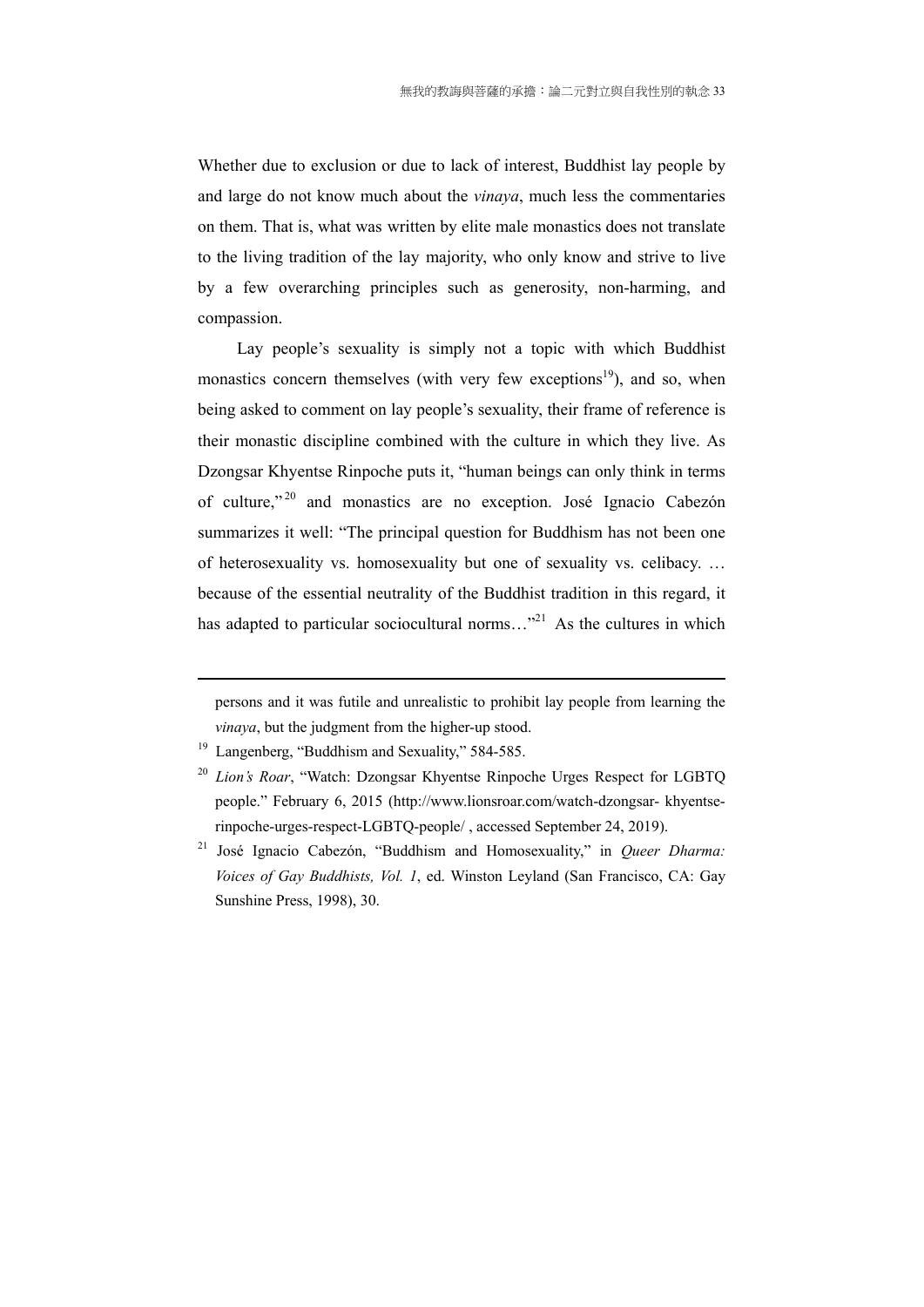Whether due to exclusion or due to lack of interest, Buddhist lay people by and large do not know much about the *vinaya*, much less the commentaries on them. That is, what was written by elite male monastics does not translate to the living tradition of the lay majority, who only know and strive to live by a few overarching principles such as generosity, non-harming, and compassion.

Lay people's sexuality is simply not a topic with which Buddhist monastics concern themselves (with very few exceptions[19]), and so, when being asked to comment on lay people's sexuality, their frame of reference is their monastic discipline combined with the culture in which they live. As Dzongsar Khyentse Rinpoche puts it, "human beings can only think in terms of culture,"[20] and monastics are no exception. José Ignacio Cabezón summarizes it well: "The principal question for Buddhism has not been one of heterosexuality vs. homosexuality but one of sexuality vs. celibacy. … because of the essential neutrality of the Buddhist tradition in this regard, it has adapted to particular sociocultural norms…"[21] As the cultures in which

---

persons and it was futile and unrealistic to prohibit lay people from learning the *vinaya*, but the judgment from the higher-up stood.

[19] Langenberg, "Buddhism and Sexuality," 584-585.

[20] *Lion's Roar*, "Watch: Dzongsar Khyentse Rinpoche Urges Respect for LGBTQ people." February 6, 2015 (http://www.lionsroar.com/watch-dzongsar- khyentse-rinpoche-urges-respect-LGBTQ-people/ , accessed September 24, 2019).

[21] José Ignacio Cabezón, "Buddhism and Homosexuality," in *Queer Dharma: Voices of Gay Buddhists, Vol. 1*, ed. Winston Leyland (San Francisco, CA: Gay Sunshine Press, 1998), 30.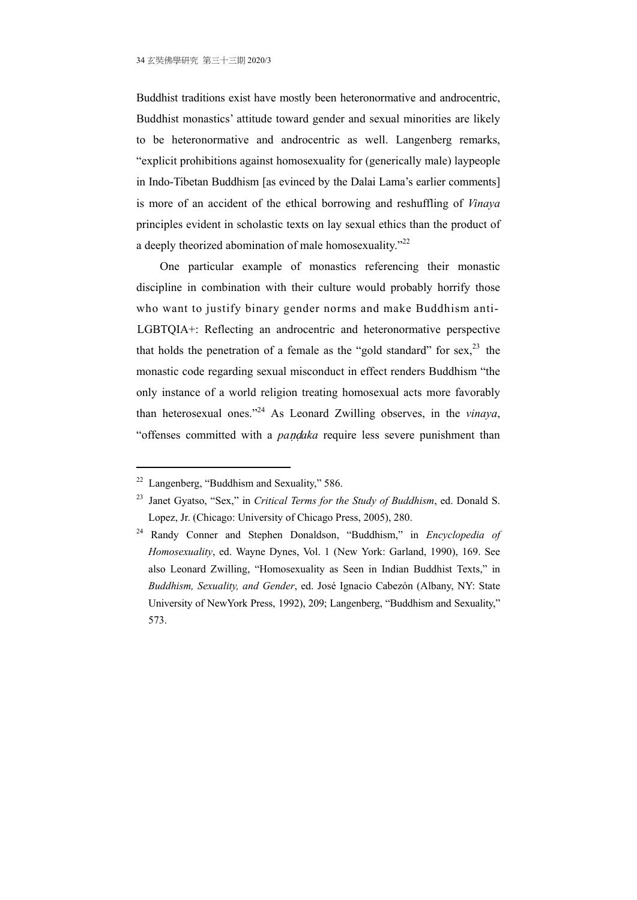Buddhist traditions exist have mostly been heteronormative and androcentric, Buddhist monastics' attitude toward gender and sexual minorities are likely to be heteronormative and androcentric as well. Langenberg remarks, "explicit prohibitions against homosexuality for (generically male) laypeople in Indo-Tibetan Buddhism [as evinced by the Dalai Lama's earlier comments] is more of an accident of the ethical borrowing and reshuffling of *Vinaya* principles evident in scholastic texts on lay sexual ethics than the product of a deeply theorized abomination of male homosexuality."[22]

One particular example of monastics referencing their monastic discipline in combination with their culture would probably horrify those who want to justify binary gender norms and make Buddhism anti-LGBTQIA+: Reflecting an androcentric and heteronormative perspective that holds the penetration of a female as the "gold standard" for sex,[23] the monastic code regarding sexual misconduct in effect renders Buddhism "the only instance of a world religion treating homosexual acts more favorably than heterosexual ones."[24] As Leonard Zwilling observes, in the *vinaya*, "offenses committed with a *paṇḍaka* require less severe punishment than

---

[22] Langenberg, "Buddhism and Sexuality," 586.

[23] Janet Gyatso, "Sex," in *Critical Terms for the Study of Buddhism*, ed. Donald S. Lopez, Jr. (Chicago: University of Chicago Press, 2005), 280.

[24] Randy Conner and Stephen Donaldson, "Buddhism," in *Encyclopedia of Homosexuality*, ed. Wayne Dynes, Vol. 1 (New York: Garland, 1990), 169. See also Leonard Zwilling, "Homosexuality as Seen in Indian Buddhist Texts," in *Buddhism, Sexuality, and Gender*, ed. José Ignacio Cabezón (Albany, NY: State University of NewYork Press, 1992), 209; Langenberg, "Buddhism and Sexuality," 573.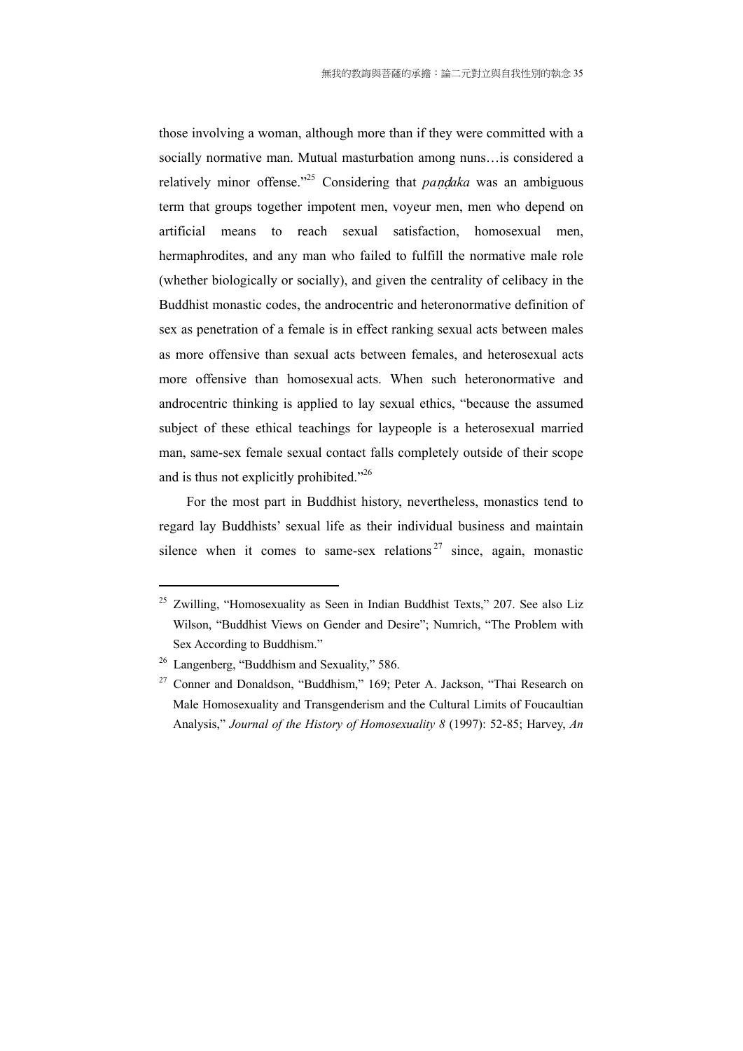those involving a woman, although more than if they were committed with a socially normative man. Mutual masturbation among nuns…is considered a relatively minor offense."[25] Considering that *paṇḍaka* was an ambiguous term that groups together impotent men, voyeur men, men who depend on artificial means to reach sexual satisfaction, homosexual men, hermaphrodites, and any man who failed to fulfill the normative male role (whether biologically or socially), and given the centrality of celibacy in the Buddhist monastic codes, the androcentric and heteronormative definition of sex as penetration of a female is in effect ranking sexual acts between males as more offensive than sexual acts between females, and heterosexual acts more offensive than homosexual acts. When such heteronormative and androcentric thinking is applied to lay sexual ethics, "because the assumed subject of these ethical teachings for laypeople is a heterosexual married man, same-sex female sexual contact falls completely outside of their scope and is thus not explicitly prohibited."[26]

For the most part in Buddhist history, nevertheless, monastics tend to regard lay Buddhists' sexual life as their individual business and maintain silence when it comes to same-sex relations[27] since, again, monastic

---

[25] Zwilling, "Homosexuality as Seen in Indian Buddhist Texts," 207. See also Liz Wilson, "Buddhist Views on Gender and Desire"; Numrich, "The Problem with Sex According to Buddhism."

[26] Langenberg, "Buddhism and Sexuality," 586.

[27] Conner and Donaldson, "Buddhism," 169; Peter A. Jackson, "Thai Research on Male Homosexuality and Transgenderism and the Cultural Limits of Foucaultian Analysis," *Journal of the History of Homosexuality 8* (1997): 52-85; Harvey, *An*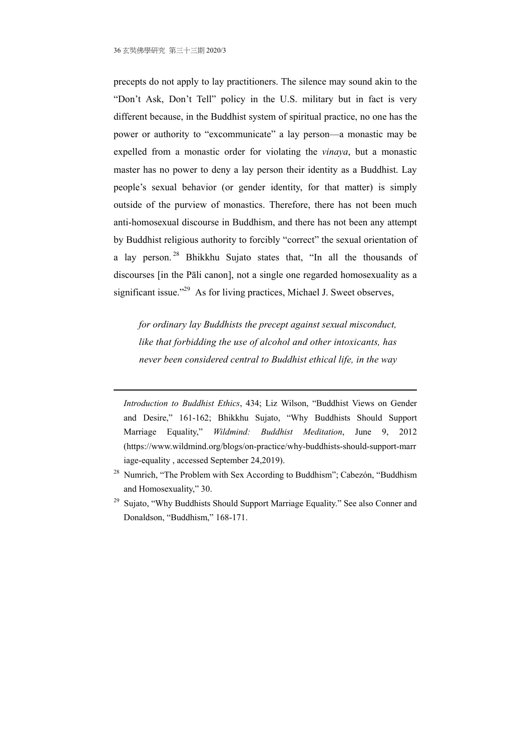precepts do not apply to lay practitioners. The silence may sound akin to the "Don't Ask, Don't Tell" policy in the U.S. military but in fact is very different because, in the Buddhist system of spiritual practice, no one has the power or authority to "excommunicate" a lay person—a monastic may be expelled from a monastic order for violating the *vinaya*, but a monastic master has no power to deny a lay person their identity as a Buddhist. Lay people's sexual behavior (or gender identity, for that matter) is simply outside of the purview of monastics. Therefore, there has not been much anti-homosexual discourse in Buddhism, and there has not been any attempt by Buddhist religious authority to forcibly "correct" the sexual orientation of a lay person.[28] Bhikkhu Sujato states that, "In all the thousands of discourses [in the Pāli canon], not a single one regarded homosexuality as a significant issue."[29] As for living practices, Michael J. Sweet observes,

> *for ordinary lay Buddhists the precept against sexual misconduct, like that forbidding the use of alcohol and other intoxicants, has never been considered central to Buddhist ethical life, in the way*

---

*Introduction to Buddhist Ethics*, 434; Liz Wilson, "Buddhist Views on Gender and Desire," 161-162; Bhikkhu Sujato, "Why Buddhists Should Support Marriage Equality," *Wildmind: Buddhist Meditation*, June 9, 2012 (https://www.wildmind.org/blogs/on-practice/why-buddhists-should-support-marriage-equality , accessed September 24,2019).

[28] Numrich, "The Problem with Sex According to Buddhism"; Cabezón, "Buddhism and Homosexuality," 30.

[29] Sujato, "Why Buddhists Should Support Marriage Equality." See also Conner and Donaldson, "Buddhism," 168-171.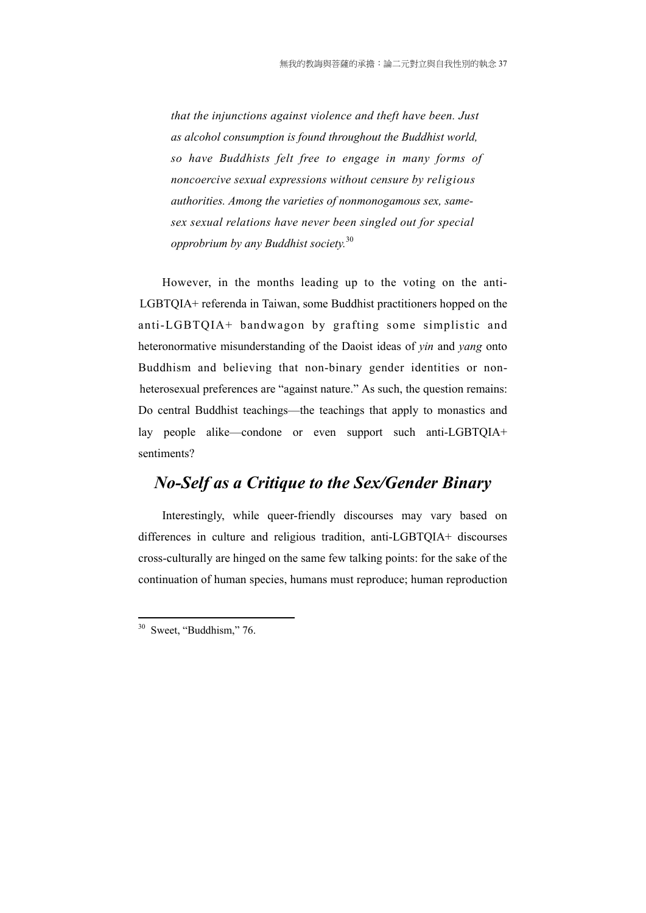> *that the injunctions against violence and theft have been. Just as alcohol consumption is found throughout the Buddhist world, so have Buddhists felt free to engage in many forms of noncoercive sexual expressions without censure by religious authorities. Among the varieties of nonmonogamous sex, same-sex sexual relations have never been singled out for special opprobrium by any Buddhist society.*[30]

However, in the months leading up to the voting on the anti-LGBTQIA+ referenda in Taiwan, some Buddhist practitioners hopped on the anti-LGBTQIA+ bandwagon by grafting some simplistic and heteronormative misunderstanding of the Daoist ideas of *yin* and *yang* onto Buddhism and believing that non-binary gender identities or non-heterosexual preferences are "against nature." As such, the question remains: Do central Buddhist teachings—the teachings that apply to monastics and lay people alike—condone or even support such anti-LGBTQIA+ sentiments?

## *No-Self as a Critique to the Sex/Gender Binary*

Interestingly, while queer-friendly discourses may vary based on differences in culture and religious tradition, anti-LGBTQIA+ discourses cross-culturally are hinged on the same few talking points: for the sake of the continuation of human species, humans must reproduce; human reproduction

---

[30] Sweet, "Buddhism," 76.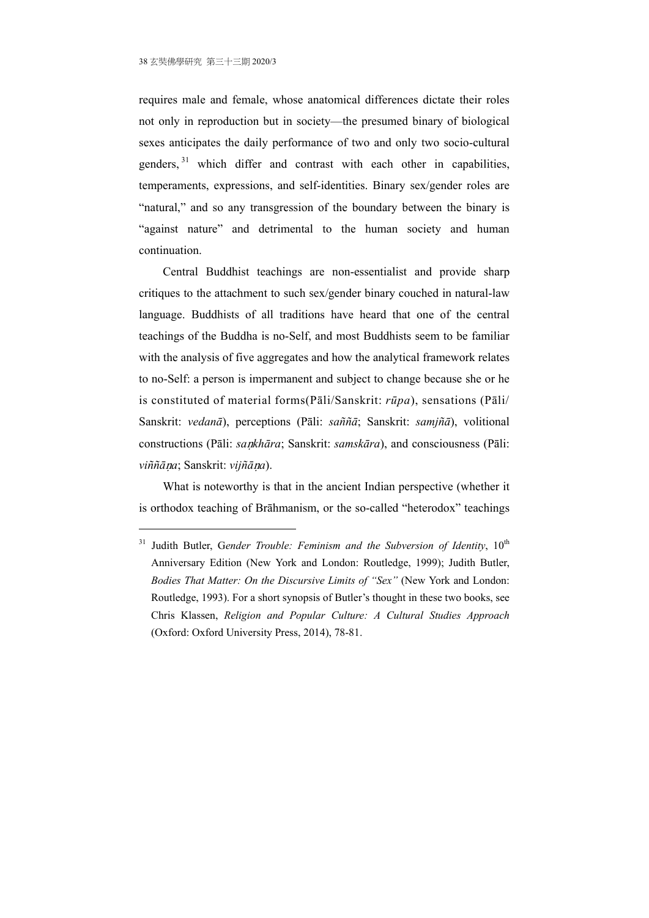requires male and female, whose anatomical differences dictate their roles not only in reproduction but in society—the presumed binary of biological sexes anticipates the daily performance of two and only two socio-cultural genders,[31] which differ and contrast with each other in capabilities, temperaments, expressions, and self-identities. Binary sex/gender roles are "natural," and so any transgression of the boundary between the binary is "against nature" and detrimental to the human society and human continuation.

Central Buddhist teachings are non-essentialist and provide sharp critiques to the attachment to such sex/gender binary couched in natural-law language. Buddhists of all traditions have heard that one of the central teachings of the Buddha is no-Self, and most Buddhists seem to be familiar with the analysis of five aggregates and how the analytical framework relates to no-Self: a person is impermanent and subject to change because she or he is constituted of material forms(Pāli/Sanskrit: *rūpa*), sensations (Pāli/ Sanskrit: *vedanā*), perceptions (Pāli: *saññā*; Sanskrit: *samjñā*), volitional constructions (Pāli: *saṇkhāra*; Sanskrit: *samskāra*), and consciousness (Pāli: *viññāṇa*; Sanskrit: *vijñāṇa*).

What is noteworthy is that in the ancient Indian perspective (whether it is orthodox teaching of Brāhmanism, or the so-called "heterodox" teachings

---

[31] Judith Butler, G*ender Trouble: Feminism and the Subversion of Identity*, 10th Anniversary Edition (New York and London: Routledge, 1999); Judith Butler, *Bodies That Matter: On the Discursive Limits of "Sex"* (New York and London: Routledge, 1993). For a short synopsis of Butler's thought in these two books, see Chris Klassen, *Religion and Popular Culture: A Cultural Studies Approach* (Oxford: Oxford University Press, 2014), 78-81.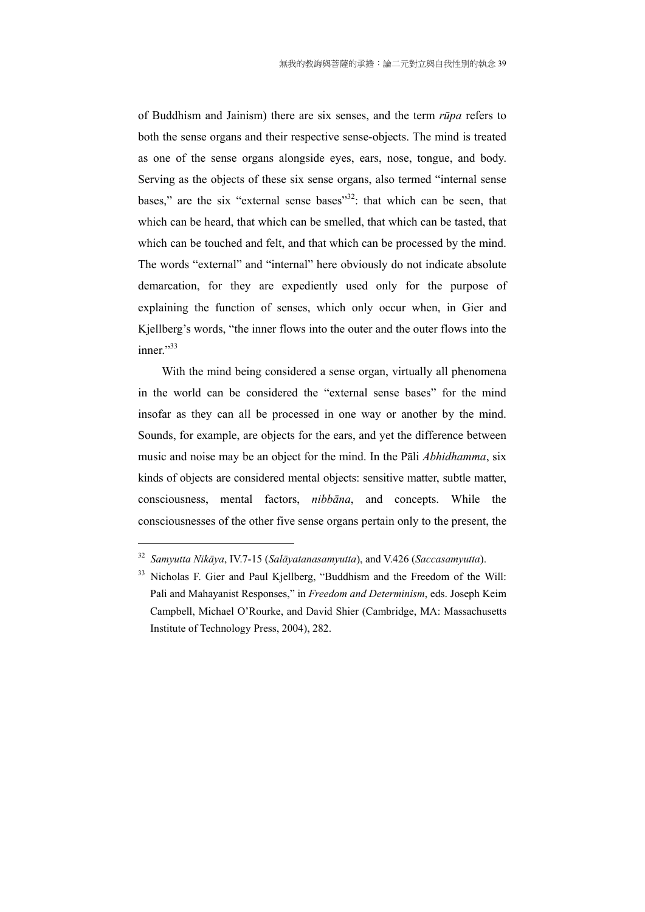of Buddhism and Jainism) there are six senses, and the term *rūpa* refers to both the sense organs and their respective sense-objects. The mind is treated as one of the sense organs alongside eyes, ears, nose, tongue, and body. Serving as the objects of these six sense organs, also termed "internal sense bases," are the six "external sense bases"[32]: that which can be seen, that which can be heard, that which can be smelled, that which can be tasted, that which can be touched and felt, and that which can be processed by the mind. The words "external" and "internal" here obviously do not indicate absolute demarcation, for they are expediently used only for the purpose of explaining the function of senses, which only occur when, in Gier and Kjellberg's words, "the inner flows into the outer and the outer flows into the inner."[33]

With the mind being considered a sense organ, virtually all phenomena in the world can be considered the "external sense bases" for the mind insofar as they can all be processed in one way or another by the mind. Sounds, for example, are objects for the ears, and yet the difference between music and noise may be an object for the mind. In the Pāli *Abhidhamma*, six kinds of objects are considered mental objects: sensitive matter, subtle matter, consciousness, mental factors, *nibbāna*, and concepts. While the consciousnesses of the other five sense organs pertain only to the present, the

---

[32] *Samyutta Nikāya*, IV.7-15 (*Salāyatanasamyutta*), and V.426 (*Saccasamyutta*).

[33] Nicholas F. Gier and Paul Kjellberg, "Buddhism and the Freedom of the Will: Pali and Mahayanist Responses," in *Freedom and Determinism*, eds. Joseph Keim Campbell, Michael O'Rourke, and David Shier (Cambridge, MA: Massachusetts Institute of Technology Press, 2004), 282.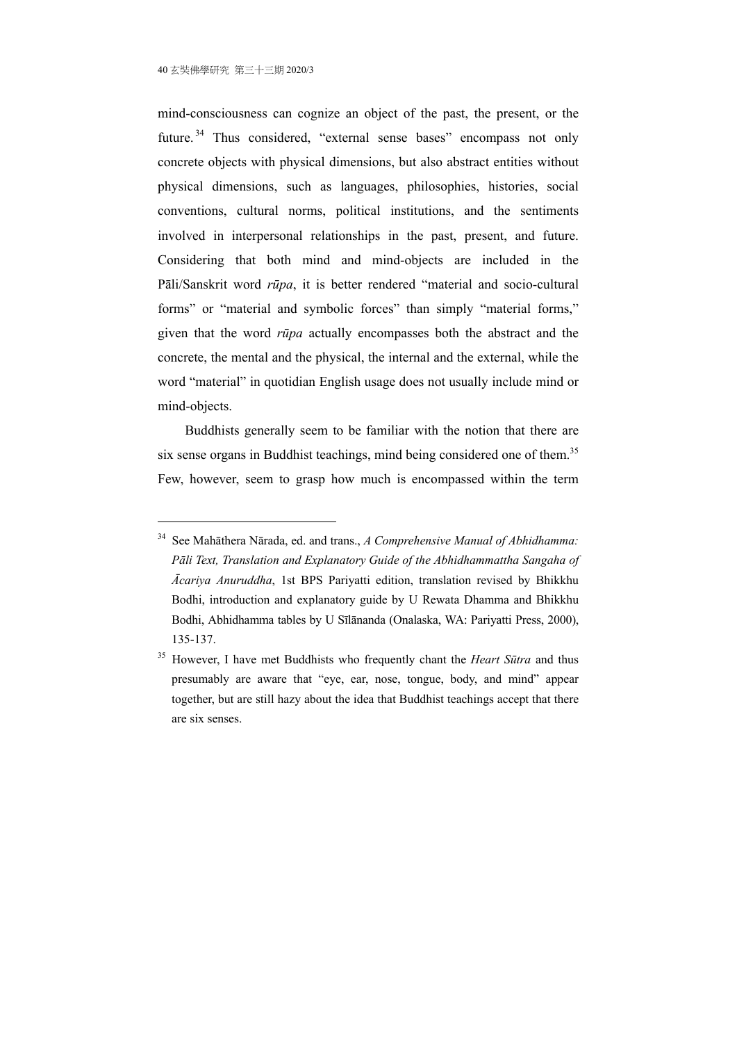mind-consciousness can cognize an object of the past, the present, or the future.[34] Thus considered, "external sense bases" encompass not only concrete objects with physical dimensions, but also abstract entities without physical dimensions, such as languages, philosophies, histories, social conventions, cultural norms, political institutions, and the sentiments involved in interpersonal relationships in the past, present, and future. Considering that both mind and mind-objects are included in the Pāli/Sanskrit word *rūpa*, it is better rendered "material and socio-cultural forms" or "material and symbolic forces" than simply "material forms," given that the word *rūpa* actually encompasses both the abstract and the concrete, the mental and the physical, the internal and the external, while the word "material" in quotidian English usage does not usually include mind or mind-objects.

Buddhists generally seem to be familiar with the notion that there are six sense organs in Buddhist teachings, mind being considered one of them.[35] Few, however, seem to grasp how much is encompassed within the term

---

[34] See Mahāthera Nārada, ed. and trans., *A Comprehensive Manual of Abhidhamma: Pāli Text, Translation and Explanatory Guide of the Abhidhammattha Sangaha of Ācariya Anuruddha*, 1st BPS Pariyatti edition, translation revised by Bhikkhu Bodhi, introduction and explanatory guide by U Rewata Dhamma and Bhikkhu Bodhi, Abhidhamma tables by U Sīlānanda (Onalaska, WA: Pariyatti Press, 2000), 135-137.

[35] However, I have met Buddhists who frequently chant the *Heart Sūtra* and thus presumably are aware that "eye, ear, nose, tongue, body, and mind" appear together, but are still hazy about the idea that Buddhist teachings accept that there are six senses.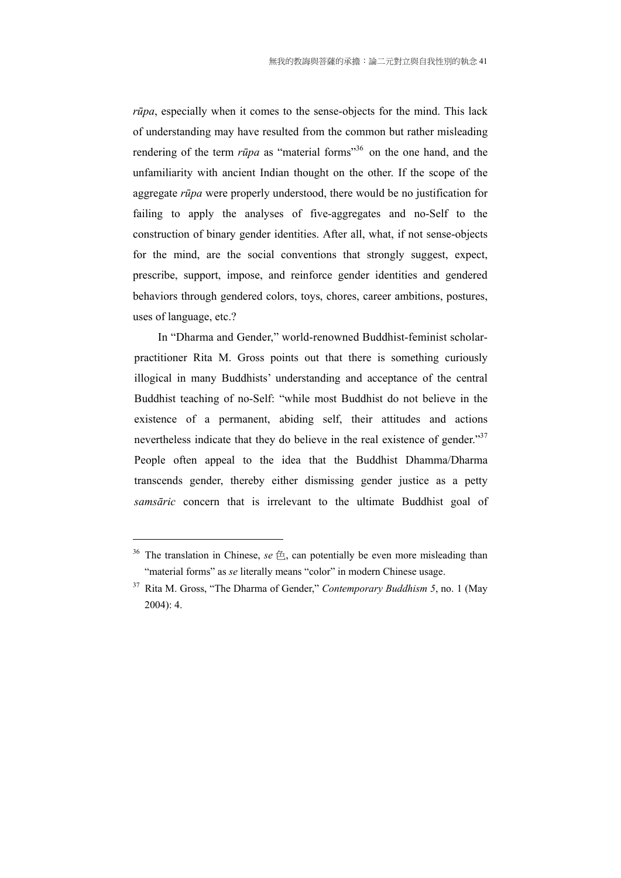*rūpa*, especially when it comes to the sense-objects for the mind. This lack of understanding may have resulted from the common but rather misleading rendering of the term *rūpa* as "material forms"[36] on the one hand, and the unfamiliarity with ancient Indian thought on the other. If the scope of the aggregate *rūpa* were properly understood, there would be no justification for failing to apply the analyses of five-aggregates and no-Self to the construction of binary gender identities. After all, what, if not sense-objects for the mind, are the social conventions that strongly suggest, expect, prescribe, support, impose, and reinforce gender identities and gendered behaviors through gendered colors, toys, chores, career ambitions, postures, uses of language, etc.?

In "Dharma and Gender," world-renowned Buddhist-feminist scholar-practitioner Rita M. Gross points out that there is something curiously illogical in many Buddhists' understanding and acceptance of the central Buddhist teaching of no-Self: "while most Buddhist do not believe in the existence of a permanent, abiding self, their attitudes and actions nevertheless indicate that they do believe in the real existence of gender."[37] People often appeal to the idea that the Buddhist Dhamma/Dharma transcends gender, thereby either dismissing gender justice as a petty *samsāric* concern that is irrelevant to the ultimate Buddhist goal of

---

[36] The translation in Chinese, *se* 色, can potentially be even more misleading than "material forms" as *se* literally means "color" in modern Chinese usage.

[37] Rita M. Gross, "The Dharma of Gender," *Contemporary Buddhism 5*, no. 1 (May 2004): 4.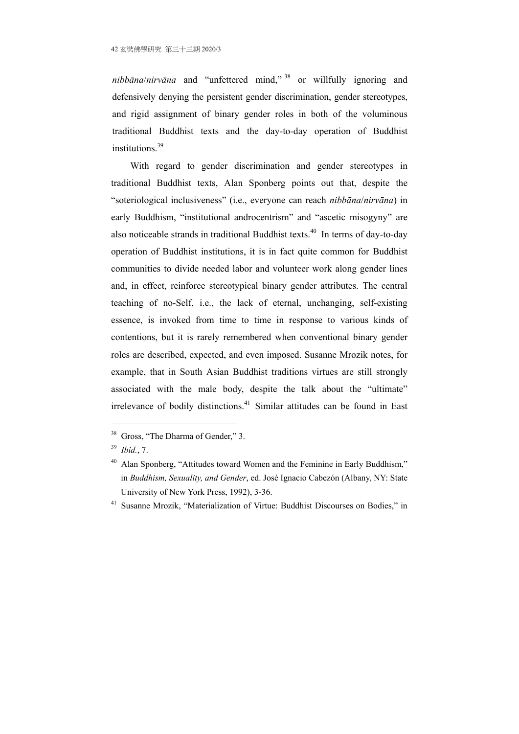*nibbāna*/*nirvāna* and "unfettered mind,"[38] or willfully ignoring and defensively denying the persistent gender discrimination, gender stereotypes, and rigid assignment of binary gender roles in both of the voluminous traditional Buddhist texts and the day-to-day operation of Buddhist institutions.[39]

With regard to gender discrimination and gender stereotypes in traditional Buddhist texts, Alan Sponberg points out that, despite the "soteriological inclusiveness" (i.e., everyone can reach *nibbāna*/*nirvāna*) in early Buddhism, "institutional androcentrism" and "ascetic misogyny" are also noticeable strands in traditional Buddhist texts.[40] In terms of day-to-day operation of Buddhist institutions, it is in fact quite common for Buddhist communities to divide needed labor and volunteer work along gender lines and, in effect, reinforce stereotypical binary gender attributes. The central teaching of no-Self, i.e., the lack of eternal, unchanging, self-existing essence, is invoked from time to time in response to various kinds of contentions, but it is rarely remembered when conventional binary gender roles are described, expected, and even imposed. Susanne Mrozik notes, for example, that in South Asian Buddhist traditions virtues are still strongly associated with the male body, despite the talk about the "ultimate" irrelevance of bodily distinctions.[41] Similar attitudes can be found in East

---

[38] Gross, "The Dharma of Gender," 3.

[39] *Ibid.*, 7.

[40] Alan Sponberg, "Attitudes toward Women and the Feminine in Early Buddhism," in *Buddhism, Sexuality, and Gender*, ed. José Ignacio Cabezón (Albany, NY: State University of New York Press, 1992), 3-36.

[41] Susanne Mrozik, "Materialization of Virtue: Buddhist Discourses on Bodies," in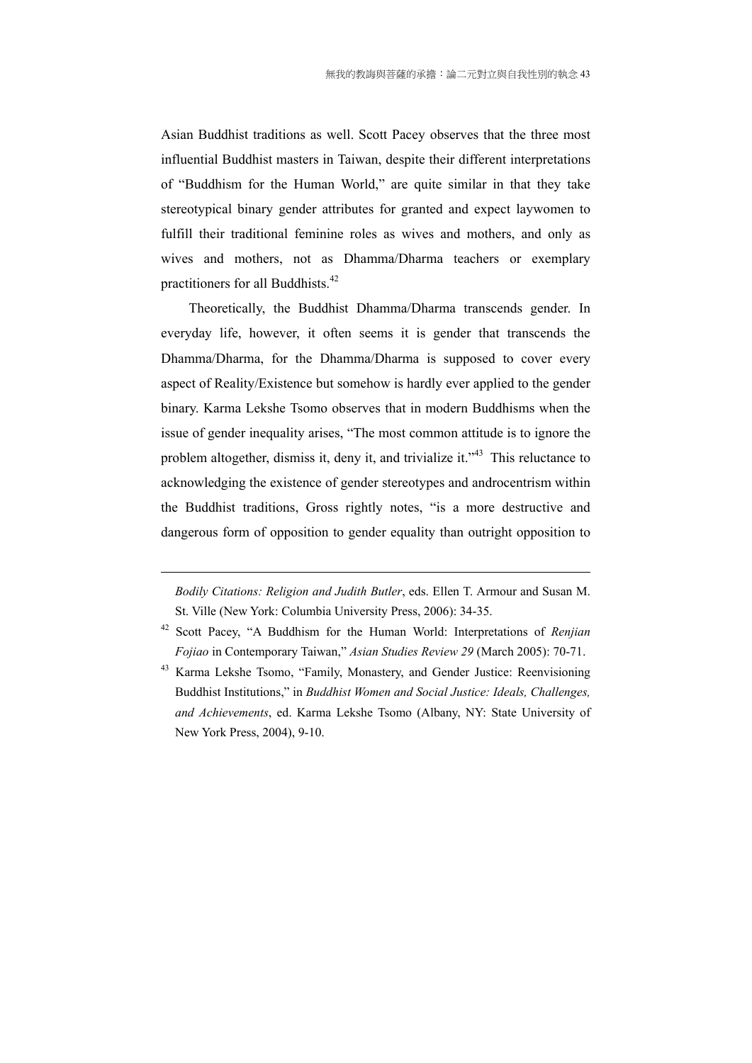Asian Buddhist traditions as well. Scott Pacey observes that the three most influential Buddhist masters in Taiwan, despite their different interpretations of "Buddhism for the Human World," are quite similar in that they take stereotypical binary gender attributes for granted and expect laywomen to fulfill their traditional feminine roles as wives and mothers, and only as wives and mothers, not as Dhamma/Dharma teachers or exemplary practitioners for all Buddhists.[42]

Theoretically, the Buddhist Dhamma/Dharma transcends gender. In everyday life, however, it often seems it is gender that transcends the Dhamma/Dharma, for the Dhamma/Dharma is supposed to cover every aspect of Reality/Existence but somehow is hardly ever applied to the gender binary. Karma Lekshe Tsomo observes that in modern Buddhisms when the issue of gender inequality arises, "The most common attitude is to ignore the problem altogether, dismiss it, deny it, and trivialize it."[43] This reluctance to acknowledging the existence of gender stereotypes and androcentrism within the Buddhist traditions, Gross rightly notes, "is a more destructive and dangerous form of opposition to gender equality than outright opposition to

---

*Bodily Citations: Religion and Judith Butler*, eds. Ellen T. Armour and Susan M. St. Ville (New York: Columbia University Press, 2006): 34-35.

[42] Scott Pacey, "A Buddhism for the Human World: Interpretations of *Renjian Fojiao* in Contemporary Taiwan," *Asian Studies Review 29* (March 2005): 70-71.

[43] Karma Lekshe Tsomo, "Family, Monastery, and Gender Justice: Reenvisioning Buddhist Institutions," in *Buddhist Women and Social Justice: Ideals, Challenges, and Achievements*, ed. Karma Lekshe Tsomo (Albany, NY: State University of New York Press, 2004), 9-10.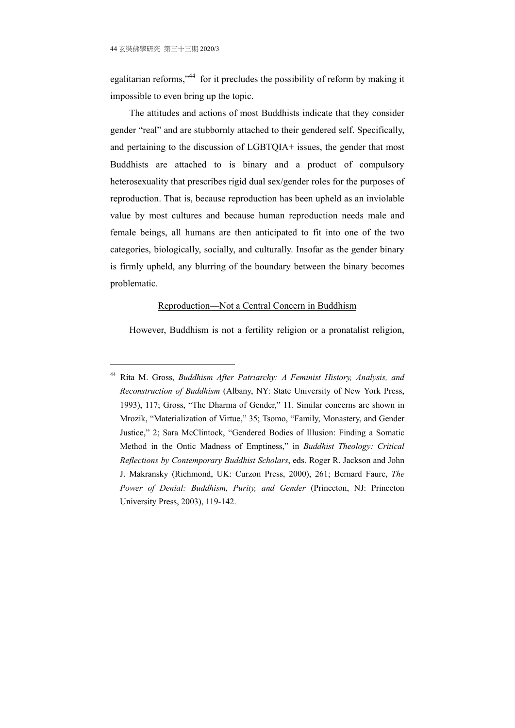egalitarian reforms,"[44] for it precludes the possibility of reform by making it impossible to even bring up the topic.

The attitudes and actions of most Buddhists indicate that they consider gender "real" and are stubbornly attached to their gendered self. Specifically, and pertaining to the discussion of LGBTQIA+ issues, the gender that most Buddhists are attached to is binary and a product of compulsory heterosexuality that prescribes rigid dual sex/gender roles for the purposes of reproduction. That is, because reproduction has been upheld as an inviolable value by most cultures and because human reproduction needs male and female beings, all humans are then anticipated to fit into one of the two categories, biologically, socially, and culturally. Insofar as the gender binary is firmly upheld, any blurring of the boundary between the binary becomes problematic.

<u>Reproduction—Not a Central Concern in Buddhism</u>

However, Buddhism is not a fertility religion or a pronatalist religion,

---

[44] Rita M. Gross, *Buddhism After Patriarchy: A Feminist History, Analysis, and Reconstruction of Buddhism* (Albany, NY: State University of New York Press, 1993), 117; Gross, "The Dharma of Gender," 11. Similar concerns are shown in Mrozik, "Materialization of Virtue," 35; Tsomo, "Family, Monastery, and Gender Justice," 2; Sara McClintock, "Gendered Bodies of Illusion: Finding a Somatic Method in the Ontic Madness of Emptiness," in *Buddhist Theology: Critical Reflections by Contemporary Buddhist Scholars*, eds. Roger R. Jackson and John J. Makransky (Richmond, UK: Curzon Press, 2000), 261; Bernard Faure, *The Power of Denial: Buddhism, Purity, and Gender* (Princeton, NJ: Princeton University Press, 2003), 119-142.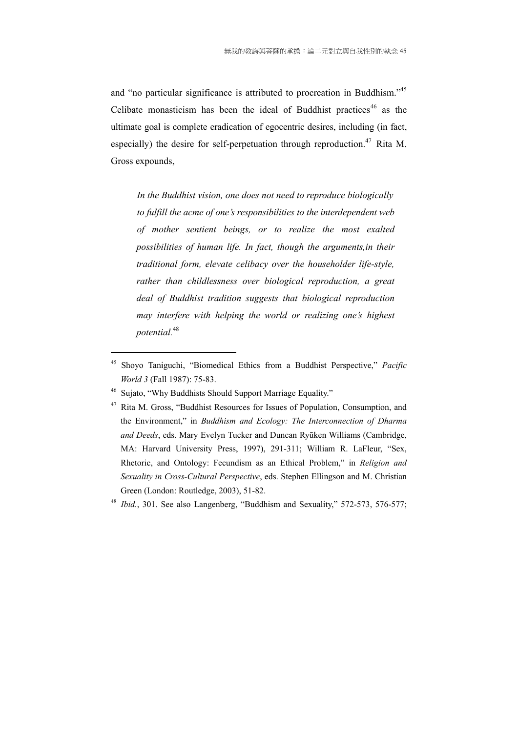and "no particular significance is attributed to procreation in Buddhism."[45] Celibate monasticism has been the ideal of Buddhist practices[46] as the ultimate goal is complete eradication of egocentric desires, including (in fact, especially) the desire for self-perpetuation through reproduction.[47] Rita M. Gross expounds,

> *In the Buddhist vision, one does not need to reproduce biologically to fulfill the acme of one's responsibilities to the interdependent web of mother sentient beings, or to realize the most exalted possibilities of human life. In fact, though the arguments,in their traditional form, elevate celibacy over the householder life-style, rather than childlessness over biological reproduction, a great deal of Buddhist tradition suggests that biological reproduction may interfere with helping the world or realizing one's highest potential.*[48]

---

[45] Shoyo Taniguchi, "Biomedical Ethics from a Buddhist Perspective," *Pacific World 3* (Fall 1987): 75-83.

[46] Sujato, "Why Buddhists Should Support Marriage Equality."

[47] Rita M. Gross, "Buddhist Resources for Issues of Population, Consumption, and the Environment," in *Buddhism and Ecology: The Interconnection of Dharma and Deeds*, eds. Mary Evelyn Tucker and Duncan Ryūken Williams (Cambridge, MA: Harvard University Press, 1997), 291-311; William R. LaFleur, "Sex, Rhetoric, and Ontology: Fecundism as an Ethical Problem," in *Religion and Sexuality in Cross-Cultural Perspective*, eds. Stephen Ellingson and M. Christian Green (London: Routledge, 2003), 51-82.

[48] *Ibid.*, 301. See also Langenberg, "Buddhism and Sexuality," 572-573, 576-577;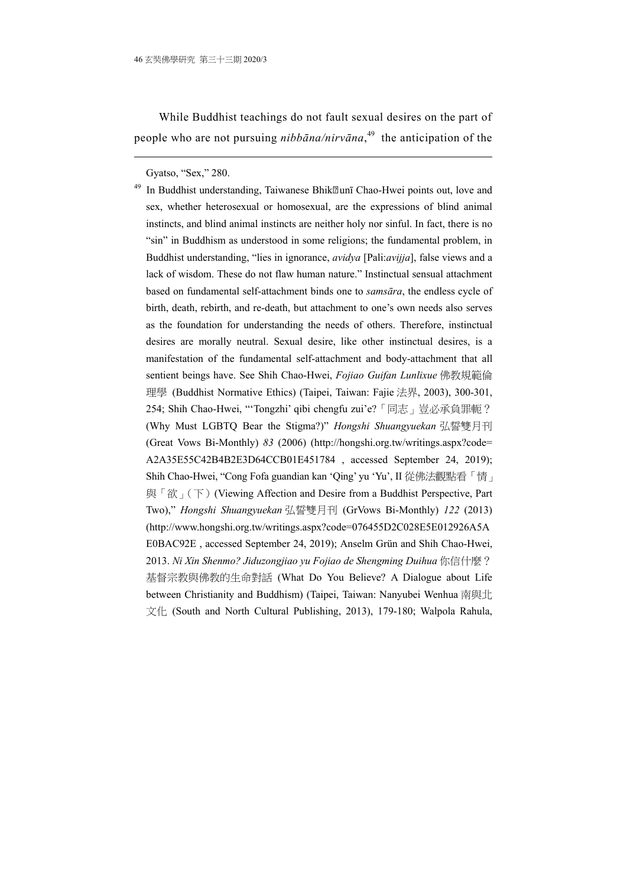While Buddhist teachings do not fault sexual desires on the part of people who are not pursuing *nibbāna/nirvāna*,[49] the anticipation of the

---

Gyatso, "Sex," 280.

[49] In Buddhist understanding, Taiwanese Bhik�unī Chao-Hwei points out, love and sex, whether heterosexual or homosexual, are the expressions of blind animal instincts, and blind animal instincts are neither holy nor sinful. In fact, there is no "sin" in Buddhism as understood in some religions; the fundamental problem, in Buddhist understanding, "lies in ignorance, *avidya* [Pali:*avijja*], false views and a lack of wisdom. These do not flaw human nature." Instinctual sensual attachment based on fundamental self-attachment binds one to *samsāra*, the endless cycle of birth, death, rebirth, and re-death, but attachment to one's own needs also serves as the foundation for understanding the needs of others. Therefore, instinctual desires are morally neutral. Sexual desire, like other instinctual desires, is a manifestation of the fundamental self-attachment and body-attachment that all sentient beings have. See Shih Chao-Hwei, *Fojiao Guifan Lunlixue* 佛教規範倫理學 (Buddhist Normative Ethics) (Taipei, Taiwan: Fajie 法界, 2003), 300-301, 254; Shih Chao-Hwei, "'Tongzhi' qibi chengfu zui'e?「同志」豈必承負罪軛？(Why Must LGBTQ Bear the Stigma?)" *Hongshi Shuangyuekan* 弘誓雙月刊 (Great Vows Bi-Monthly) *83* (2006) (http://hongshi.org.tw/writings.aspx?code=A2A35E55C42B4B2E3D64CCB01E451784 , accessed September 24, 2019); Shih Chao-Hwei, "Cong Fofa guandian kan 'Qing' yu 'Yu', II 從佛法觀點看「情」與「欲」(下) (Viewing Affection and Desire from a Buddhist Perspective, Part Two)," *Hongshi Shuangyuekan* 弘誓雙月刊 (GrVows Bi-Monthly) *122* (2013) (http://www.hongshi.org.tw/writings.aspx?code=076455D2C028E5E012926A5AE0BAC92E , accessed September 24, 2019); Anselm Grün and Shih Chao-Hwei, 2013. *Ni Xin Shenmo? Jiduzongjiao yu Fojiao de Shengming Duihua* 你信什麼？基督宗教與佛教的生命對話 (What Do You Believe? A Dialogue about Life between Christianity and Buddhism) (Taipei, Taiwan: Nanyubei Wenhua 南與北文化 (South and North Cultural Publishing, 2013), 179-180; Walpola Rahula,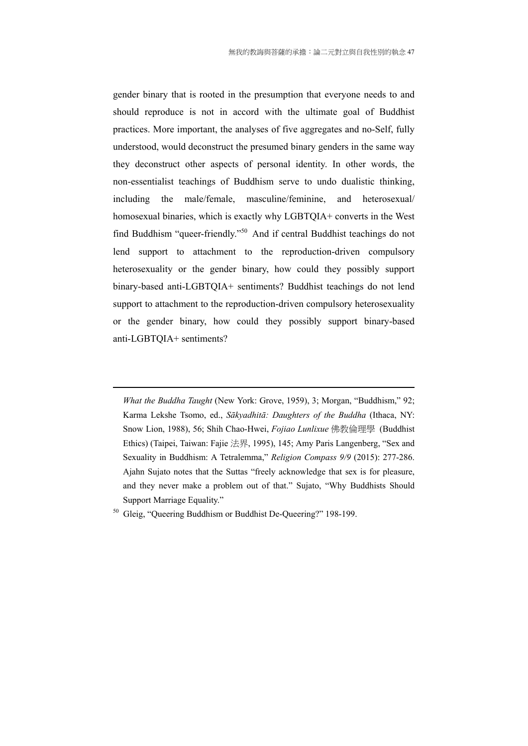gender binary that is rooted in the presumption that everyone needs to and should reproduce is not in accord with the ultimate goal of Buddhist practices. More important, the analyses of five aggregates and no-Self, fully understood, would deconstruct the presumed binary genders in the same way they deconstruct other aspects of personal identity. In other words, the non-essentialist teachings of Buddhism serve to undo dualistic thinking, including the male/female, masculine/feminine, and heterosexual/ homosexual binaries, which is exactly why LGBTQIA+ converts in the West find Buddhism "queer-friendly."[50] And if central Buddhist teachings do not lend support to attachment to the reproduction-driven compulsory heterosexuality or the gender binary, how could they possibly support binary-based anti-LGBTQIA+ sentiments? Buddhist teachings do not lend support to attachment to the reproduction-driven compulsory heterosexuality or the gender binary, how could they possibly support binary-based anti-LGBTQIA+ sentiments?

---

*What the Buddha Taught* (New York: Grove, 1959), 3; Morgan, "Buddhism," 92; Karma Lekshe Tsomo, ed., *Sākyadhitā: Daughters of the Buddha* (Ithaca, NY: Snow Lion, 1988), 56; Shih Chao-Hwei, *Fojiao Lunlixue* 佛教倫理學 (Buddhist Ethics) (Taipei, Taiwan: Fajie 法界, 1995), 145; Amy Paris Langenberg, "Sex and Sexuality in Buddhism: A Tetralemma," *Religion Compass 9/9* (2015): 277-286. Ajahn Sujato notes that the Suttas "freely acknowledge that sex is for pleasure, and they never make a problem out of that." Sujato, "Why Buddhists Should Support Marriage Equality."

[50] Gleig, "Queering Buddhism or Buddhist De-Queering?" 198-199.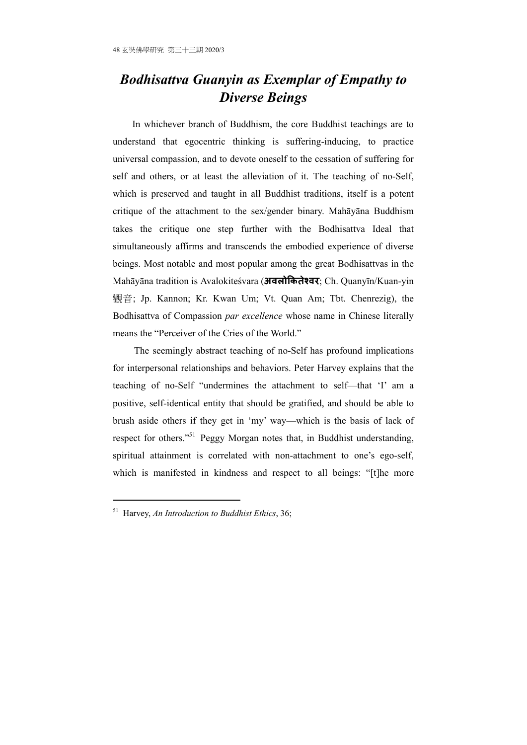## *Bodhisattva Guanyin as Exemplar of Empathy to Diverse Beings*

In whichever branch of Buddhism, the core Buddhist teachings are to understand that egocentric thinking is suffering-inducing, to practice universal compassion, and to devote oneself to the cessation of suffering for self and others, or at least the alleviation of it. The teaching of no-Self, which is preserved and taught in all Buddhist traditions, itself is a potent critique of the attachment to the sex/gender binary. Mahāyāna Buddhism takes the critique one step further with the Bodhisattva Ideal that simultaneously affirms and transcends the embodied experience of diverse beings. Most notable and most popular among the great Bodhisattvas in the Mahāyāna tradition is Avalokiteśvara (**अवलोकितेश्वर**; Ch. Quanyīn/Kuan-yin 觀音; Jp. Kannon; Kr. Kwan Um; Vt. Quan Am; Tbt. Chenrezig), the Bodhisattva of Compassion *par excellence* whose name in Chinese literally means the "Perceiver of the Cries of the World."

The seemingly abstract teaching of no-Self has profound implications for interpersonal relationships and behaviors. Peter Harvey explains that the teaching of no-Self "undermines the attachment to self—that 'I' am a positive, self-identical entity that should be gratified, and should be able to brush aside others if they get in 'my' way—which is the basis of lack of respect for others."[51] Peggy Morgan notes that, in Buddhist understanding, spiritual attainment is correlated with non-attachment to one's ego-self, which is manifested in kindness and respect to all beings: "[t]he more

---

[51] Harvey, *An Introduction to Buddhist Ethics*, 36;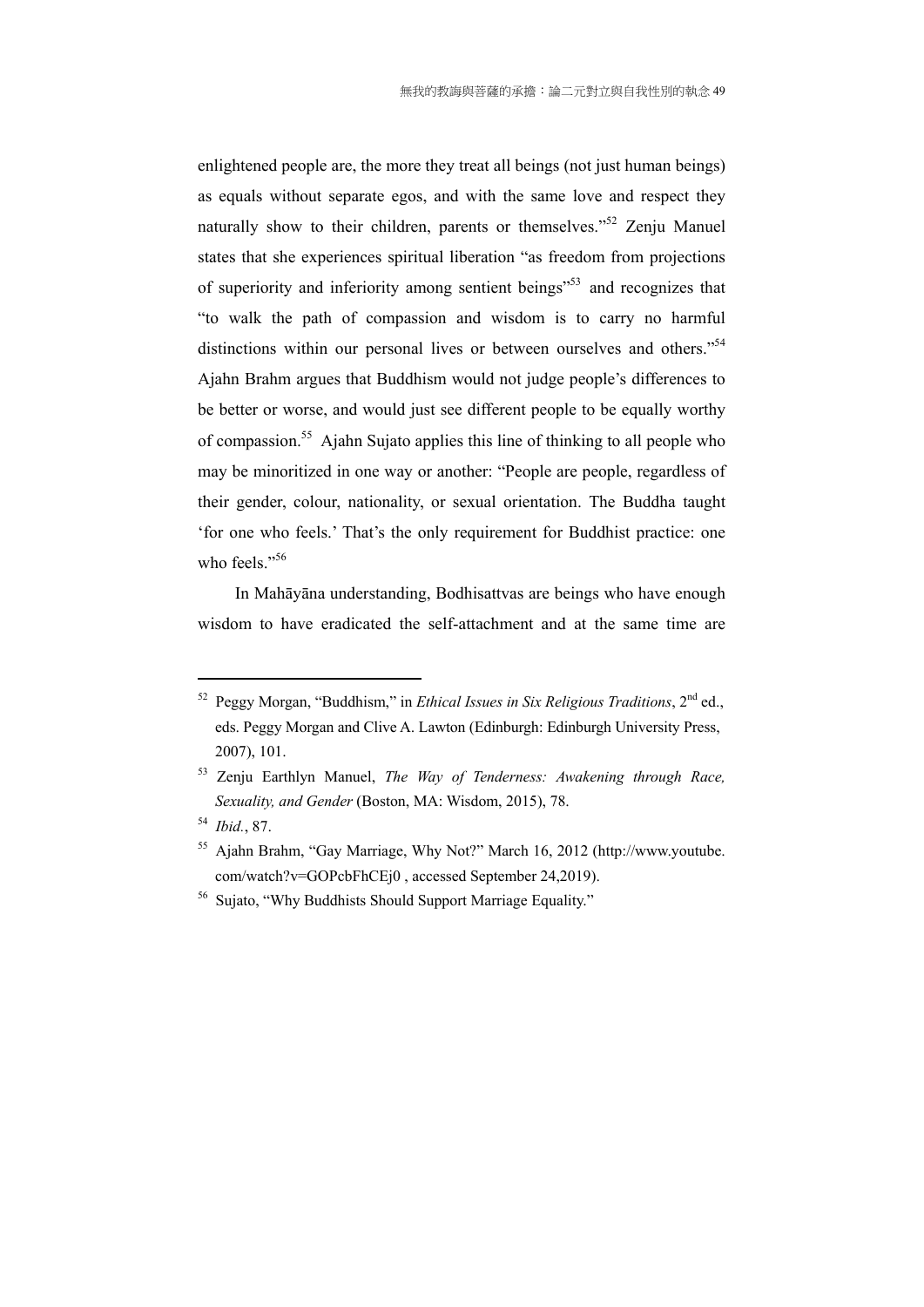enlightened people are, the more they treat all beings (not just human beings) as equals without separate egos, and with the same love and respect they naturally show to their children, parents or themselves."[52] Zenju Manuel states that she experiences spiritual liberation "as freedom from projections of superiority and inferiority among sentient beings"[53] and recognizes that "to walk the path of compassion and wisdom is to carry no harmful distinctions within our personal lives or between ourselves and others."[54] Ajahn Brahm argues that Buddhism would not judge people's differences to be better or worse, and would just see different people to be equally worthy of compassion.[55] Ajahn Sujato applies this line of thinking to all people who may be minoritized in one way or another: "People are people, regardless of their gender, colour, nationality, or sexual orientation. The Buddha taught 'for one who feels.' That's the only requirement for Buddhist practice: one who feels."[56]

In Mahāyāna understanding, Bodhisattvas are beings who have enough wisdom to have eradicated the self-attachment and at the same time are

---

[52] Peggy Morgan, "Buddhism," in *Ethical Issues in Six Religious Traditions*, 2nd ed., eds. Peggy Morgan and Clive A. Lawton (Edinburgh: Edinburgh University Press, 2007), 101.

[53] Zenju Earthlyn Manuel, *The Way of Tenderness: Awakening through Race, Sexuality, and Gender* (Boston, MA: Wisdom, 2015), 78.

[54] *Ibid.*, 87.

[55] Ajahn Brahm, "Gay Marriage, Why Not?" March 16, 2012 (http://www.youtube.com/watch?v=GOPcbFhCEj0 , accessed September 24,2019).

[56] Sujato, "Why Buddhists Should Support Marriage Equality."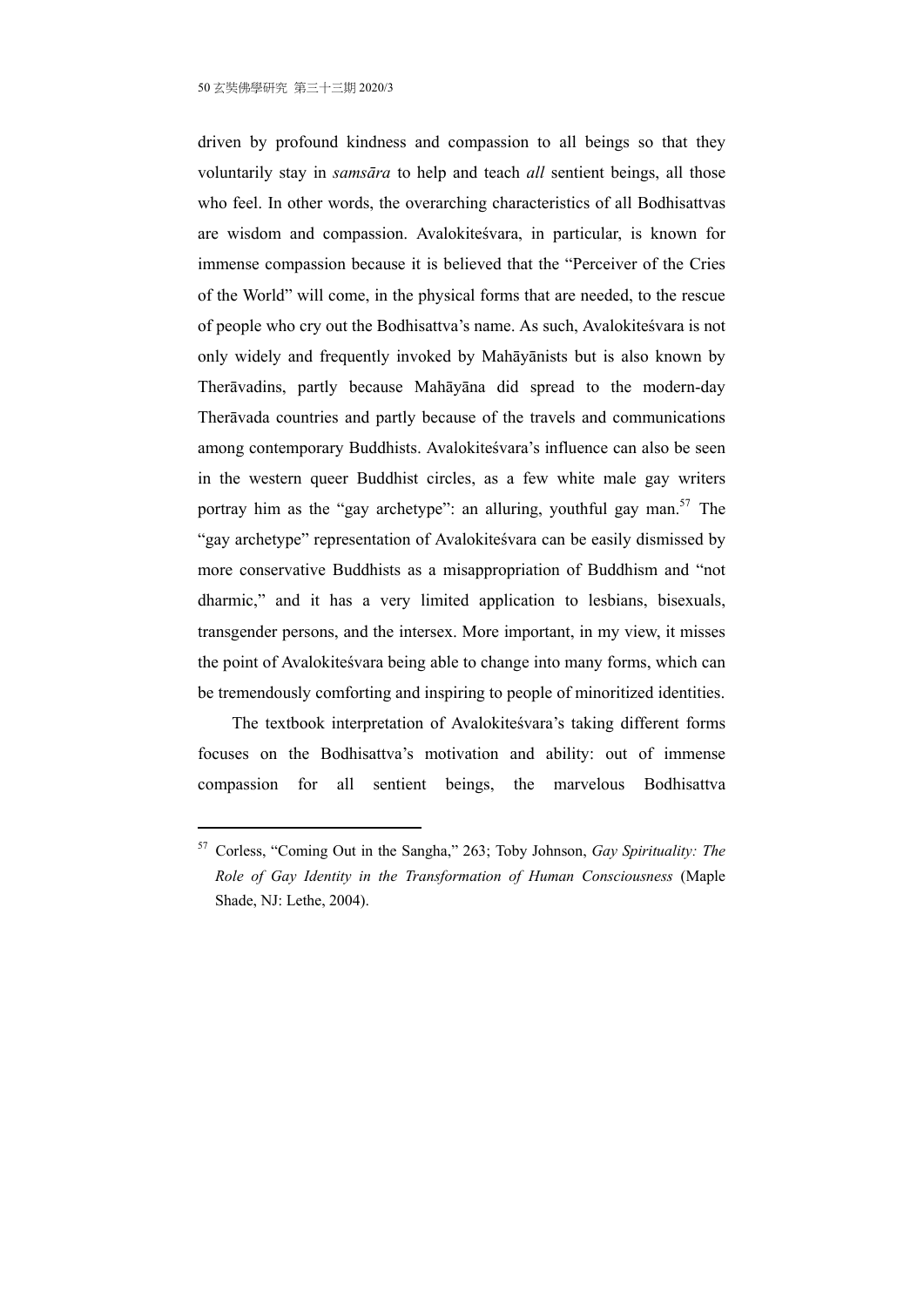driven by profound kindness and compassion to all beings so that they voluntarily stay in *samsāra* to help and teach *all* sentient beings, all those who feel. In other words, the overarching characteristics of all Bodhisattvas are wisdom and compassion. Avalokiteśvara, in particular, is known for immense compassion because it is believed that the "Perceiver of the Cries of the World" will come, in the physical forms that are needed, to the rescue of people who cry out the Bodhisattva's name. As such, Avalokiteśvara is not only widely and frequently invoked by Mahāyānists but is also known by Therāvadins, partly because Mahāyāna did spread to the modern-day Therāvada countries and partly because of the travels and communications among contemporary Buddhists. Avalokiteśvara's influence can also be seen in the western queer Buddhist circles, as a few white male gay writers portray him as the "gay archetype": an alluring, youthful gay man.[57] The "gay archetype" representation of Avalokiteśvara can be easily dismissed by more conservative Buddhists as a misappropriation of Buddhism and "not dharmic," and it has a very limited application to lesbians, bisexuals, transgender persons, and the intersex. More important, in my view, it misses the point of Avalokiteśvara being able to change into many forms, which can be tremendously comforting and inspiring to people of minoritized identities.

The textbook interpretation of Avalokiteśvara's taking different forms focuses on the Bodhisattva's motivation and ability: out of immense compassion for all sentient beings, the marvelous Bodhisattva

---

[57] Corless, "Coming Out in the Sangha," 263; Toby Johnson, *Gay Spirituality: The Role of Gay Identity in the Transformation of Human Consciousness* (Maple Shade, NJ: Lethe, 2004).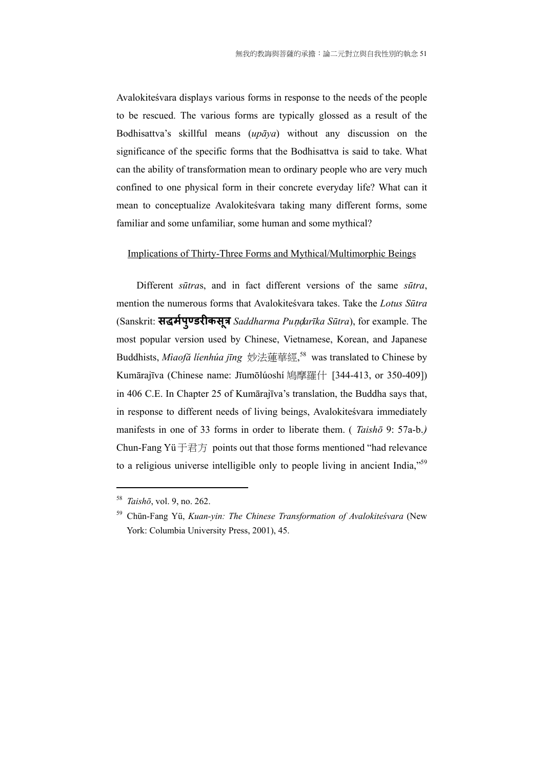Avalokiteśvara displays various forms in response to the needs of the people to be rescued. The various forms are typically glossed as a result of the Bodhisattva's skillful means (*upāya*) without any discussion on the significance of the specific forms that the Bodhisattva is said to take. What can the ability of transformation mean to ordinary people who are very much confined to one physical form in their concrete everyday life? What can it mean to conceptualize Avalokiteśvara taking many different forms, some familiar and some unfamiliar, some human and some mythical?

<u>Implications of Thirty-Three Forms and Mythical/Multimorphic Beings</u>

Different *sūtra*s, and in fact different versions of the same *sūtra*, mention the numerous forms that Avalokiteśvara takes. Take the *Lotus Sūtra* (Sanskrit: **सद्धर्मपुण्डरीकसूत्र** *Saddharma Puṇḍarīka Sūtra*), for example. The most popular version used by Chinese, Vietnamese, Korean, and Japanese Buddhists, *Mìaofǎ líenhúa jīng* 妙法蓮華經,[58] was translated to Chinese by Kumārajīva (Chinese name: Jīumōlúoshí 鳩摩羅什 [344-413, or 350-409]) in 406 C.E. In Chapter 25 of Kumārajīva's translation, the Buddha says that, in response to different needs of living beings, Avalokiteśvara immediately manifests in one of 33 forms in order to liberate them. ( *Taishō* 9: 57a-b.*)* Chun-Fang Yü 于君方 points out that those forms mentioned "had relevance to a religious universe intelligible only to people living in ancient India,"[59]

---

[58] *Taishō*, vol. 9, no. 262.

[59] Chün-Fang Yü, *Kuan-yin: The Chinese Transformation of Avalokiteśvara* (New York: Columbia University Press, 2001), 45.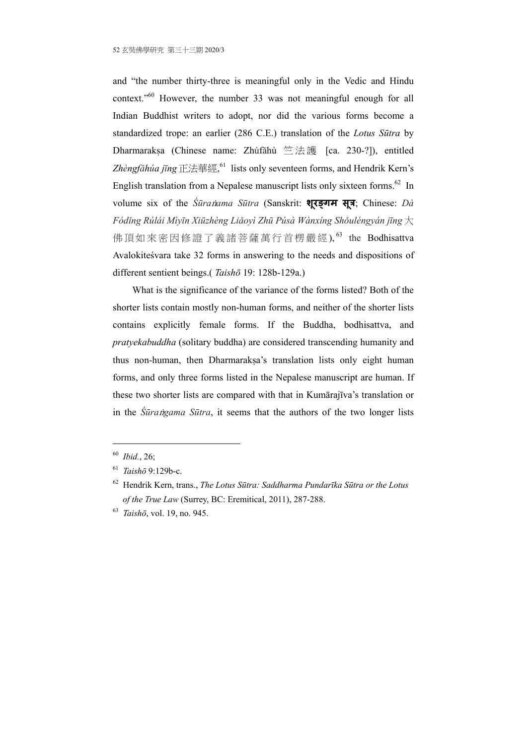and "the number thirty-three is meaningful only in the Vedic and Hindu context."[60] However, the number 33 was not meaningful enough for all Indian Buddhist writers to adopt, nor did the various forms become a standardized trope: an earlier (286 C.E.) translation of the *Lotus Sūtra* by Dharmarakṣa (Chinese name: Zhúfǎhù 竺法護 [ca. 230-?]), entitled *Zhèngfǎhúa jīng* 正法華經,[61] lists only seventeen forms, and Hendrik Kern's English translation from a Nepalese manuscript lists only sixteen forms.[62] In volume six of the *Śūraṅama Sūtra* (Sanskrit: शूरङ्गम सूत्र; Chinese: *Dà Fódǐng Rúlái Mìyīn Xiūzhèng Liǎoyì Zhū Púsà Wànxíng Shǒuléngyán jīng* 大佛頂如來密因修證了義諸菩薩萬行首楞嚴經),[63] the Bodhisattva Avalokiteśvara take 32 forms in answering to the needs and dispositions of different sentient beings.( *Taishō* 19: 128b-129a.)

What is the significance of the variance of the forms listed? Both of the shorter lists contain mostly non-human forms, and neither of the shorter lists contains explicitly female forms. If the Buddha, bodhisattva, and *pratyekabuddha* (solitary buddha) are considered transcending humanity and thus non-human, then Dharmarakṣa's translation lists only eight human forms, and only three forms listed in the Nepalese manuscript are human. If these two shorter lists are compared with that in Kumārajīva's translation or in the *Śūraṅgama Sūtra*, it seems that the authors of the two longer lists

---

[60] *Ibid.*, 26;

[61] *Taishō* 9:129b-c.

[62] Hendrik Kern, trans., *The Lotus Sūtra: Saddharma Pundarīka Sūtra or the Lotus of the True Law* (Surrey, BC: Eremitical, 2011), 287-288.

[63] *Taishō*, vol. 19, no. 945.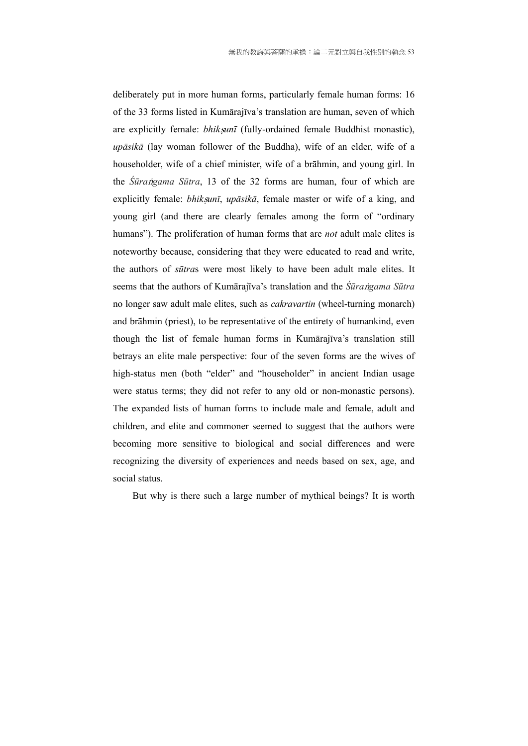deliberately put in more human forms, particularly female human forms: 16 of the 33 forms listed in Kumārajīva's translation are human, seven of which are explicitly female: *bhikṣunī* (fully-ordained female Buddhist monastic), *upāsikā* (lay woman follower of the Buddha), wife of an elder, wife of a householder, wife of a chief minister, wife of a brāhmin, and young girl. In the *Śūraṅgama Sūtra*, 13 of the 32 forms are human, four of which are explicitly female: *bhikṣunī*, *upāsikā*, female master or wife of a king, and young girl (and there are clearly females among the form of "ordinary humans"). The proliferation of human forms that are *not* adult male elites is noteworthy because, considering that they were educated to read and write, the authors of *sūtra*s were most likely to have been adult male elites. It seems that the authors of Kumārajīva's translation and the *Śūraṅgama Sūtra* no longer saw adult male elites, such as *cakravartin* (wheel-turning monarch) and brāhmin (priest), to be representative of the entirety of humankind, even though the list of female human forms in Kumārajīva's translation still betrays an elite male perspective: four of the seven forms are the wives of high-status men (both "elder" and "householder" in ancient Indian usage were status terms; they did not refer to any old or non-monastic persons). The expanded lists of human forms to include male and female, adult and children, and elite and commoner seemed to suggest that the authors were becoming more sensitive to biological and social differences and were recognizing the diversity of experiences and needs based on sex, age, and social status.

But why is there such a large number of mythical beings? It is worth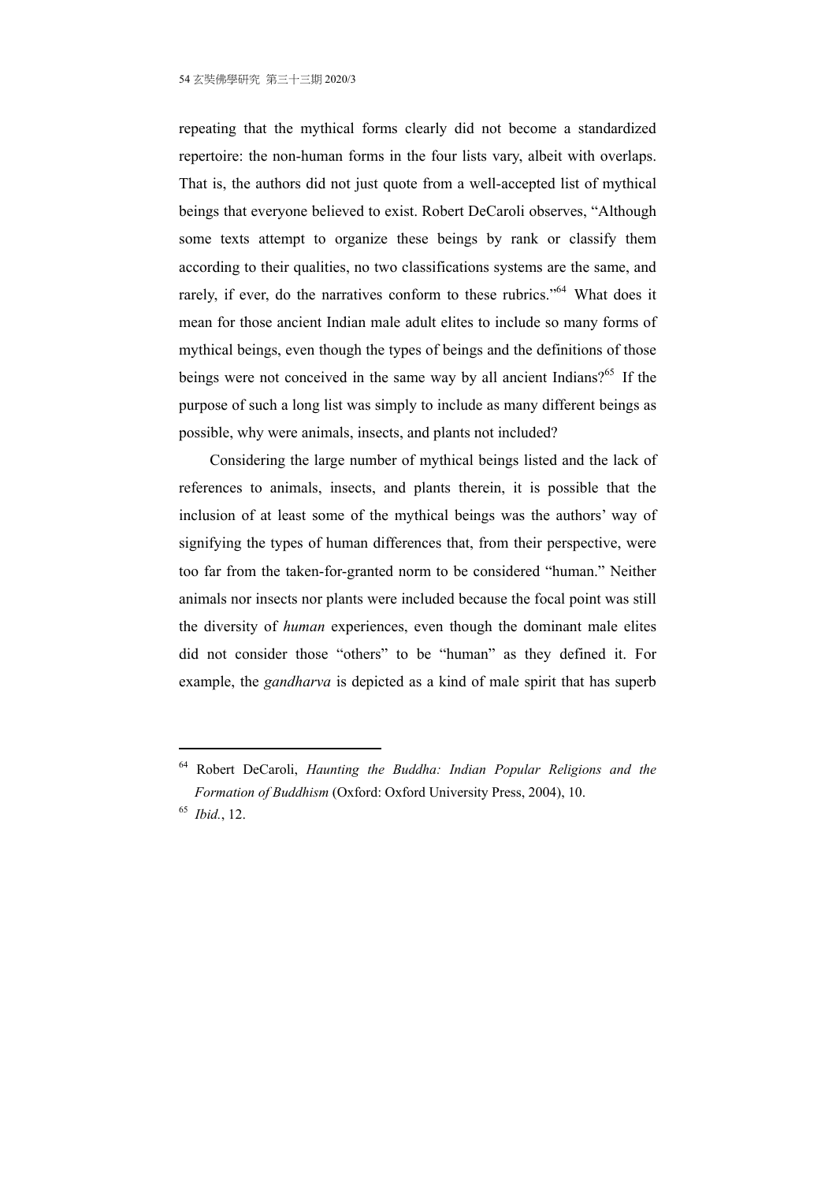repeating that the mythical forms clearly did not become a standardized repertoire: the non-human forms in the four lists vary, albeit with overlaps. That is, the authors did not just quote from a well-accepted list of mythical beings that everyone believed to exist. Robert DeCaroli observes, "Although some texts attempt to organize these beings by rank or classify them according to their qualities, no two classifications systems are the same, and rarely, if ever, do the narratives conform to these rubrics."[64] What does it mean for those ancient Indian male adult elites to include so many forms of mythical beings, even though the types of beings and the definitions of those beings were not conceived in the same way by all ancient Indians?[65] If the purpose of such a long list was simply to include as many different beings as possible, why were animals, insects, and plants not included?

Considering the large number of mythical beings listed and the lack of references to animals, insects, and plants therein, it is possible that the inclusion of at least some of the mythical beings was the authors' way of signifying the types of human differences that, from their perspective, were too far from the taken-for-granted norm to be considered "human." Neither animals nor insects nor plants were included because the focal point was still the diversity of *human* experiences, even though the dominant male elites did not consider those "others" to be "human" as they defined it. For example, the *gandharva* is depicted as a kind of male spirit that has superb

---

[64] Robert DeCaroli, *Haunting the Buddha: Indian Popular Religions and the Formation of Buddhism* (Oxford: Oxford University Press, 2004), 10.

[65] *Ibid.*, 12.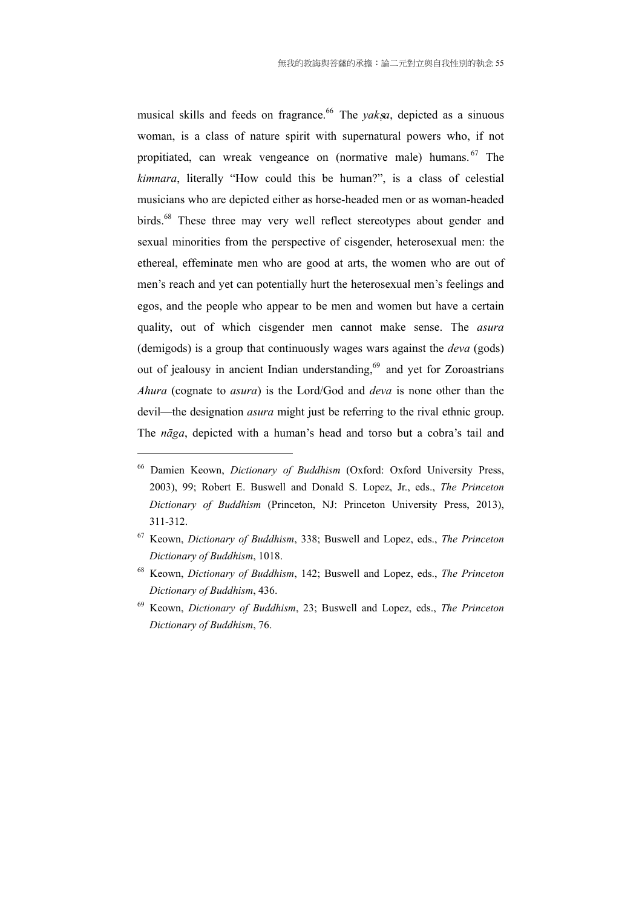musical skills and feeds on fragrance.[66] The *yakṣa*, depicted as a sinuous woman, is a class of nature spirit with supernatural powers who, if not propitiated, can wreak vengeance on (normative male) humans.[67] The *kimnara*, literally "How could this be human?", is a class of celestial musicians who are depicted either as horse-headed men or as woman-headed birds.[68] These three may very well reflect stereotypes about gender and sexual minorities from the perspective of cisgender, heterosexual men: the ethereal, effeminate men who are good at arts, the women who are out of men's reach and yet can potentially hurt the heterosexual men's feelings and egos, and the people who appear to be men and women but have a certain quality, out of which cisgender men cannot make sense. The *asura* (demigods) is a group that continuously wages wars against the *deva* (gods) out of jealousy in ancient Indian understanding,[69] and yet for Zoroastrians *Ahura* (cognate to *asura*) is the Lord/God and *deva* is none other than the devil—the designation *asura* might just be referring to the rival ethnic group. The *nāga*, depicted with a human's head and torso but a cobra's tail and

---

[66] Damien Keown, *Dictionary of Buddhism* (Oxford: Oxford University Press, 2003), 99; Robert E. Buswell and Donald S. Lopez, Jr., eds., *The Princeton Dictionary of Buddhism* (Princeton, NJ: Princeton University Press, 2013), 311-312.

[67] Keown, *Dictionary of Buddhism*, 338; Buswell and Lopez, eds., *The Princeton Dictionary of Buddhism*, 1018.

[68] Keown, *Dictionary of Buddhism*, 142; Buswell and Lopez, eds., *The Princeton Dictionary of Buddhism*, 436.

[69] Keown, *Dictionary of Buddhism*, 23; Buswell and Lopez, eds., *The Princeton Dictionary of Buddhism*, 76.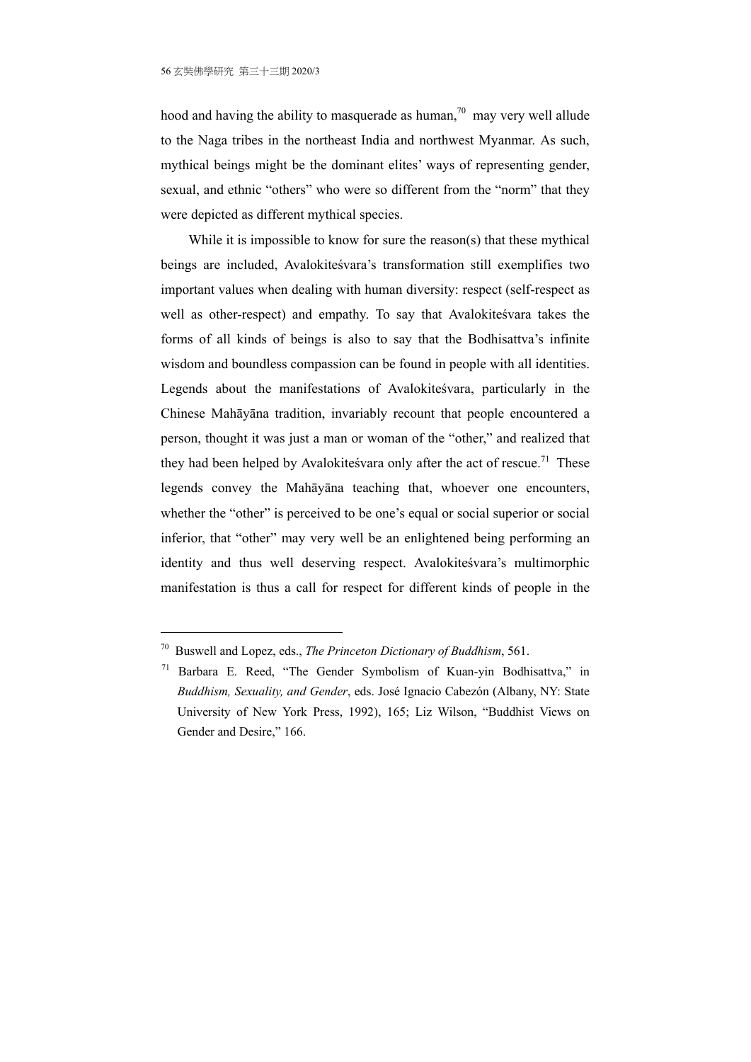hood and having the ability to masquerade as human,[70] may very well allude to the Naga tribes in the northeast India and northwest Myanmar. As such, mythical beings might be the dominant elites' ways of representing gender, sexual, and ethnic "others" who were so different from the "norm" that they were depicted as different mythical species.

While it is impossible to know for sure the reason(s) that these mythical beings are included, Avalokiteśvara's transformation still exemplifies two important values when dealing with human diversity: respect (self-respect as well as other-respect) and empathy. To say that Avalokiteśvara takes the forms of all kinds of beings is also to say that the Bodhisattva's infinite wisdom and boundless compassion can be found in people with all identities. Legends about the manifestations of Avalokiteśvara, particularly in the Chinese Mahāyāna tradition, invariably recount that people encountered a person, thought it was just a man or woman of the "other," and realized that they had been helped by Avalokiteśvara only after the act of rescue.[71] These legends convey the Mahāyāna teaching that, whoever one encounters, whether the "other" is perceived to be one's equal or social superior or social inferior, that "other" may very well be an enlightened being performing an identity and thus well deserving respect. Avalokiteśvara's multimorphic manifestation is thus a call for respect for different kinds of people in the

---

[70] Buswell and Lopez, eds., *The Princeton Dictionary of Buddhism*, 561.

[71] Barbara E. Reed, "The Gender Symbolism of Kuan-yin Bodhisattva," in *Buddhism, Sexuality, and Gender*, eds. José Ignacio Cabezón (Albany, NY: State University of New York Press, 1992), 165; Liz Wilson, "Buddhist Views on Gender and Desire," 166.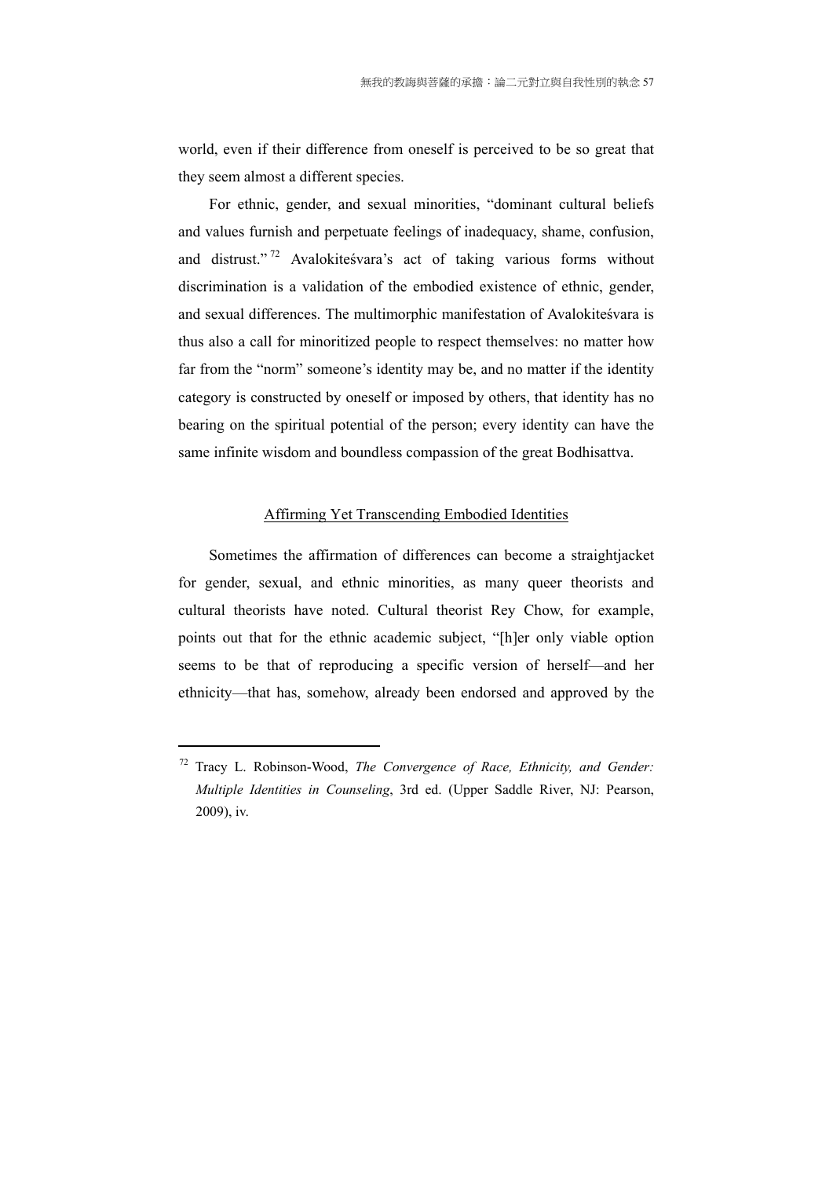world, even if their difference from oneself is perceived to be so great that they seem almost a different species.

For ethnic, gender, and sexual minorities, "dominant cultural beliefs and values furnish and perpetuate feelings of inadequacy, shame, confusion, and distrust."[72] Avalokiteśvara's act of taking various forms without discrimination is a validation of the embodied existence of ethnic, gender, and sexual differences. The multimorphic manifestation of Avalokiteśvara is thus also a call for minoritized people to respect themselves: no matter how far from the "norm" someone's identity may be, and no matter if the identity category is constructed by oneself or imposed by others, that identity has no bearing on the spiritual potential of the person; every identity can have the same infinite wisdom and boundless compassion of the great Bodhisattva.

## Affirming Yet Transcending Embodied Identities

Sometimes the affirmation of differences can become a straightjacket for gender, sexual, and ethnic minorities, as many queer theorists and cultural theorists have noted. Cultural theorist Rey Chow, for example, points out that for the ethnic academic subject, "[h]er only viable option seems to be that of reproducing a specific version of herself—and her ethnicity—that has, somehow, already been endorsed and approved by the

---

[72] Tracy L. Robinson-Wood, *The Convergence of Race, Ethnicity, and Gender: Multiple Identities in Counseling*, 3rd ed. (Upper Saddle River, NJ: Pearson, 2009), iv.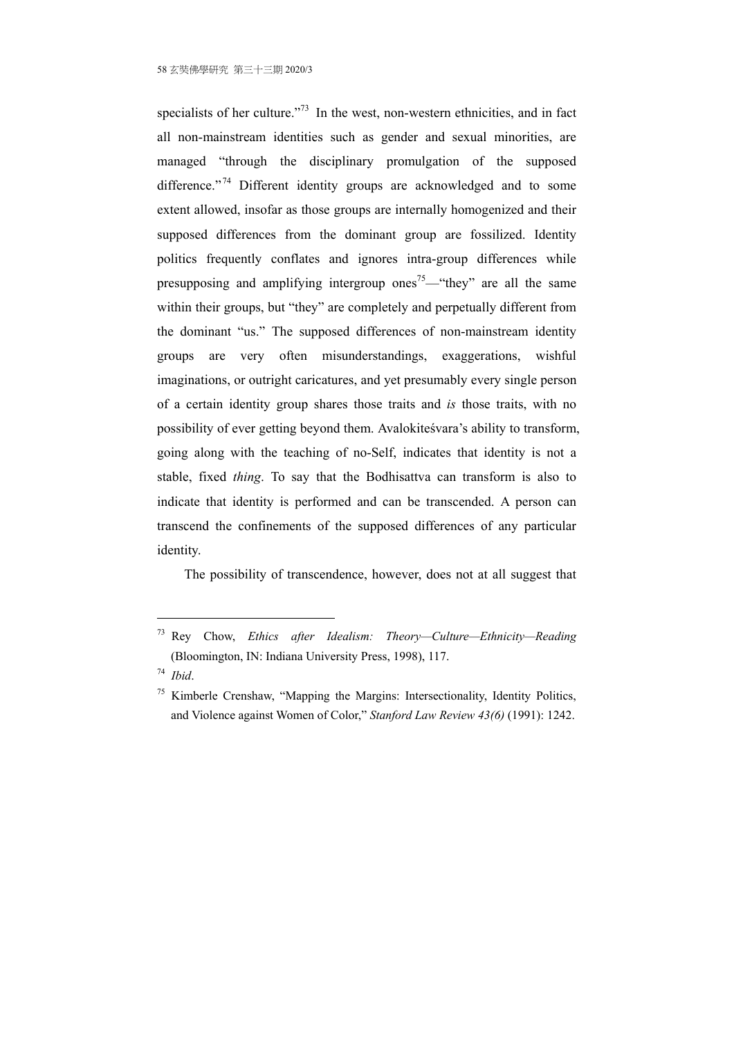specialists of her culture."[73] In the west, non-western ethnicities, and in fact all non-mainstream identities such as gender and sexual minorities, are managed "through the disciplinary promulgation of the supposed difference."[74] Different identity groups are acknowledged and to some extent allowed, insofar as those groups are internally homogenized and their supposed differences from the dominant group are fossilized. Identity politics frequently conflates and ignores intra-group differences while presupposing and amplifying intergroup ones[75]—"they" are all the same within their groups, but "they" are completely and perpetually different from the dominant "us." The supposed differences of non-mainstream identity groups are very often misunderstandings, exaggerations, wishful imaginations, or outright caricatures, and yet presumably every single person of a certain identity group shares those traits and *is* those traits, with no possibility of ever getting beyond them. Avalokiteśvara's ability to transform, going along with the teaching of no-Self, indicates that identity is not a stable, fixed *thing*. To say that the Bodhisattva can transform is also to indicate that identity is performed and can be transcended. A person can transcend the confinements of the supposed differences of any particular identity.

The possibility of transcendence, however, does not at all suggest that

---

[73] Rey Chow, *Ethics after Idealism: Theory—Culture—Ethnicity—Reading* (Bloomington, IN: Indiana University Press, 1998), 117.

[74] *Ibid*.

[75] Kimberle Crenshaw, "Mapping the Margins: Intersectionality, Identity Politics, and Violence against Women of Color," *Stanford Law Review 43(6)* (1991): 1242.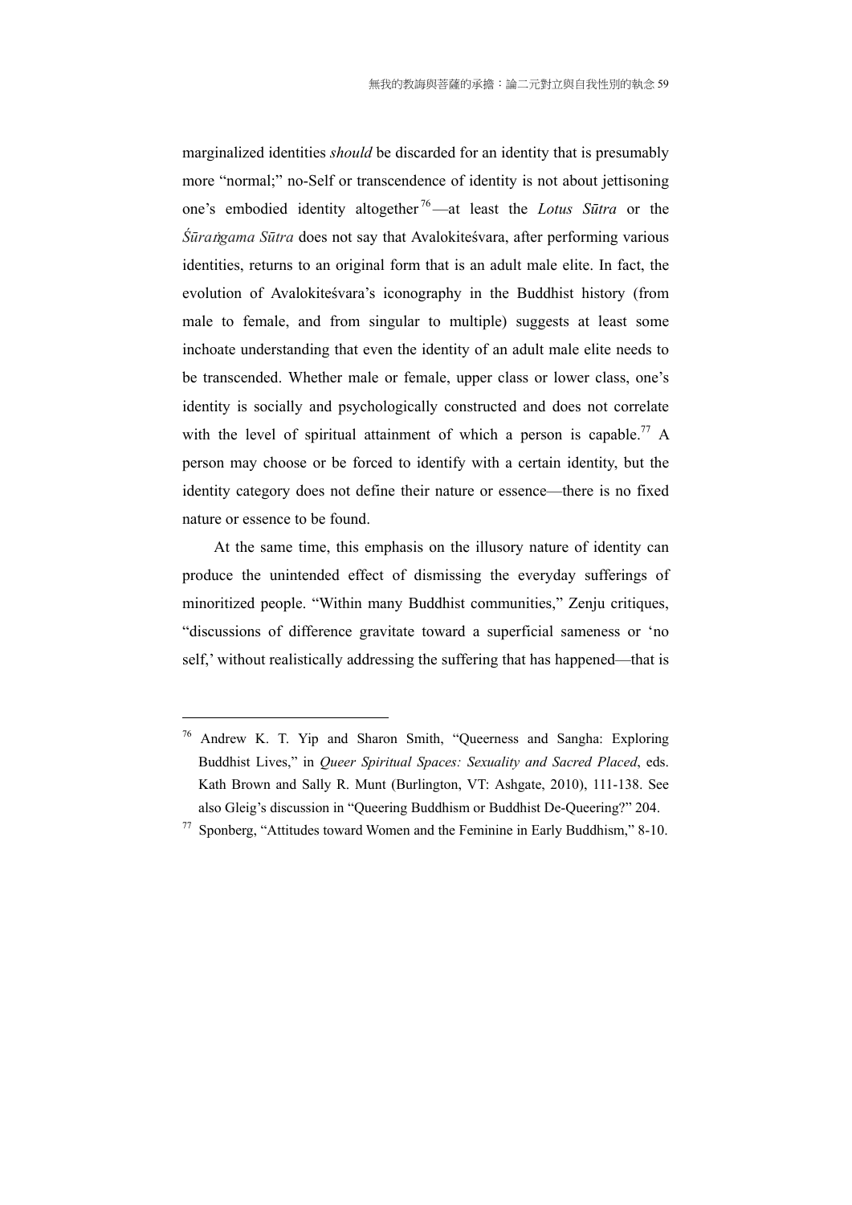marginalized identities *should* be discarded for an identity that is presumably more "normal;" no-Self or transcendence of identity is not about jettisoning one's embodied identity altogether[76]—at least the *Lotus Sūtra* or the *Śūraṅgama Sūtra* does not say that Avalokiteśvara, after performing various identities, returns to an original form that is an adult male elite. In fact, the evolution of Avalokiteśvara's iconography in the Buddhist history (from male to female, and from singular to multiple) suggests at least some inchoate understanding that even the identity of an adult male elite needs to be transcended. Whether male or female, upper class or lower class, one's identity is socially and psychologically constructed and does not correlate with the level of spiritual attainment of which a person is capable.[77] A person may choose or be forced to identify with a certain identity, but the identity category does not define their nature or essence—there is no fixed nature or essence to be found.

At the same time, this emphasis on the illusory nature of identity can produce the unintended effect of dismissing the everyday sufferings of minoritized people. "Within many Buddhist communities," Zenju critiques, "discussions of difference gravitate toward a superficial sameness or 'no self,' without realistically addressing the suffering that has happened—that is

---

[76] Andrew K. T. Yip and Sharon Smith, "Queerness and Sangha: Exploring Buddhist Lives," in *Queer Spiritual Spaces: Sexuality and Sacred Placed*, eds. Kath Brown and Sally R. Munt (Burlington, VT: Ashgate, 2010), 111-138. See also Gleig's discussion in "Queering Buddhism or Buddhist De-Queering?" 204.

[77] Sponberg, "Attitudes toward Women and the Feminine in Early Buddhism," 8-10.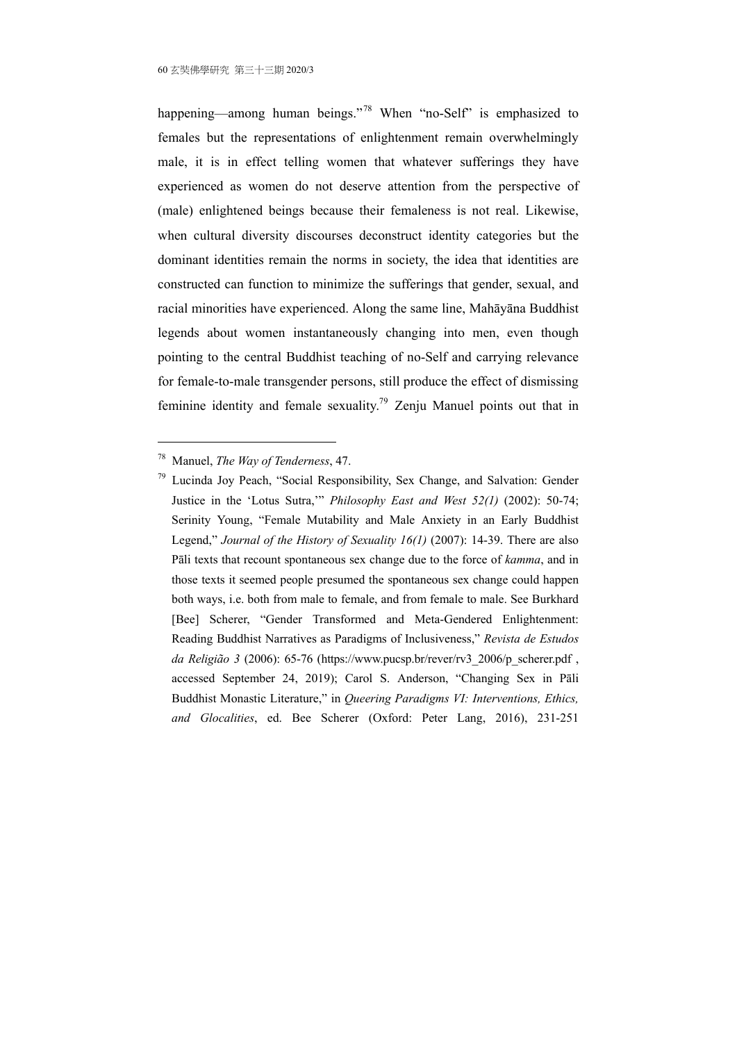happening—among human beings."[78] When "no-Self" is emphasized to females but the representations of enlightenment remain overwhelmingly male, it is in effect telling women that whatever sufferings they have experienced as women do not deserve attention from the perspective of (male) enlightened beings because their femaleness is not real. Likewise, when cultural diversity discourses deconstruct identity categories but the dominant identities remain the norms in society, the idea that identities are constructed can function to minimize the sufferings that gender, sexual, and racial minorities have experienced. Along the same line, Mahāyāna Buddhist legends about women instantaneously changing into men, even though pointing to the central Buddhist teaching of no-Self and carrying relevance for female-to-male transgender persons, still produce the effect of dismissing feminine identity and female sexuality.[79] Zenju Manuel points out that in

---

[78] Manuel, *The Way of Tenderness*, 47.

[79] Lucinda Joy Peach, "Social Responsibility, Sex Change, and Salvation: Gender Justice in the 'Lotus Sutra,'" *Philosophy East and West 52(1)* (2002): 50-74; Serinity Young, "Female Mutability and Male Anxiety in an Early Buddhist Legend," *Journal of the History of Sexuality 16(1)* (2007): 14-39. There are also Pāli texts that recount spontaneous sex change due to the force of *kamma*, and in those texts it seemed people presumed the spontaneous sex change could happen both ways, i.e. both from male to female, and from female to male. See Burkhard [Bee] Scherer, "Gender Transformed and Meta-Gendered Enlightenment: Reading Buddhist Narratives as Paradigms of Inclusiveness," *Revista de Estudos da Religião 3* (2006): 65-76 (https://www.pucsp.br/rever/rv3_2006/p_scherer.pdf , accessed September 24, 2019); Carol S. Anderson, "Changing Sex in Pāli Buddhist Monastic Literature," in *Queering Paradigms VI: Interventions, Ethics, and Glocalities*, ed. Bee Scherer (Oxford: Peter Lang, 2016), 231-251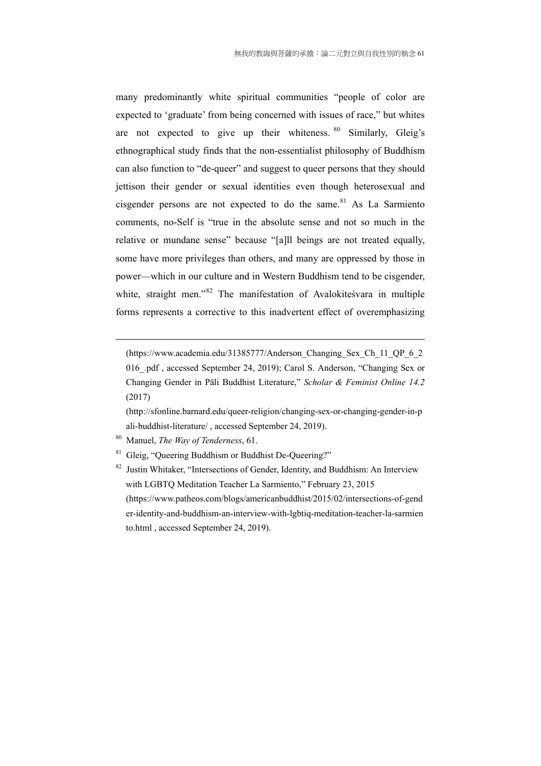many predominantly white spiritual communities "people of color are expected to 'graduate' from being concerned with issues of race," but whites are not expected to give up their whiteness.[80] Similarly, Gleig's ethnographical study finds that the non-essentialist philosophy of Buddhism can also function to "de-queer" and suggest to queer persons that they should jettison their gender or sexual identities even though heterosexual and cisgender persons are not expected to do the same.[81] As La Sarmiento comments, no-Self is "true in the absolute sense and not so much in the relative or mundane sense" because "[a]ll beings are not treated equally, some have more privileges than others, and many are oppressed by those in power—which in our culture and in Western Buddhism tend to be cisgender, white, straight men."[82] The manifestation of Avalokiteśvara in multiple forms represents a corrective to this inadvertent effect of overemphasizing

---

(https://www.academia.edu/31385777/Anderson_Changing_Sex_Ch_11_QP_6_2016_.pdf , accessed September 24, 2019); Carol S. Anderson, "Changing Sex or Changing Gender in Pāli Buddhist Literature," *Scholar & Feminist Online 14.2* (2017) (http://sfonline.barnard.edu/queer-religion/changing-sex-or-changing-gender-in-pali-buddhist-literature/ , accessed September 24, 2019).

[80] Manuel, *The Way of Tenderness*, 61.

[81] Gleig, "Queering Buddhism or Buddhist De-Queering?"

[82] Justin Whitaker, "Intersections of Gender, Identity, and Buddhism: An Interview with LGBTQ Meditation Teacher La Sarmiento," February 23, 2015 (https://www.patheos.com/blogs/americanbuddhist/2015/02/intersections-of-gender-identity-and-buddhism-an-interview-with-lgbtiq-meditation-teacher-la-sarmiento.html , accessed September 24, 2019).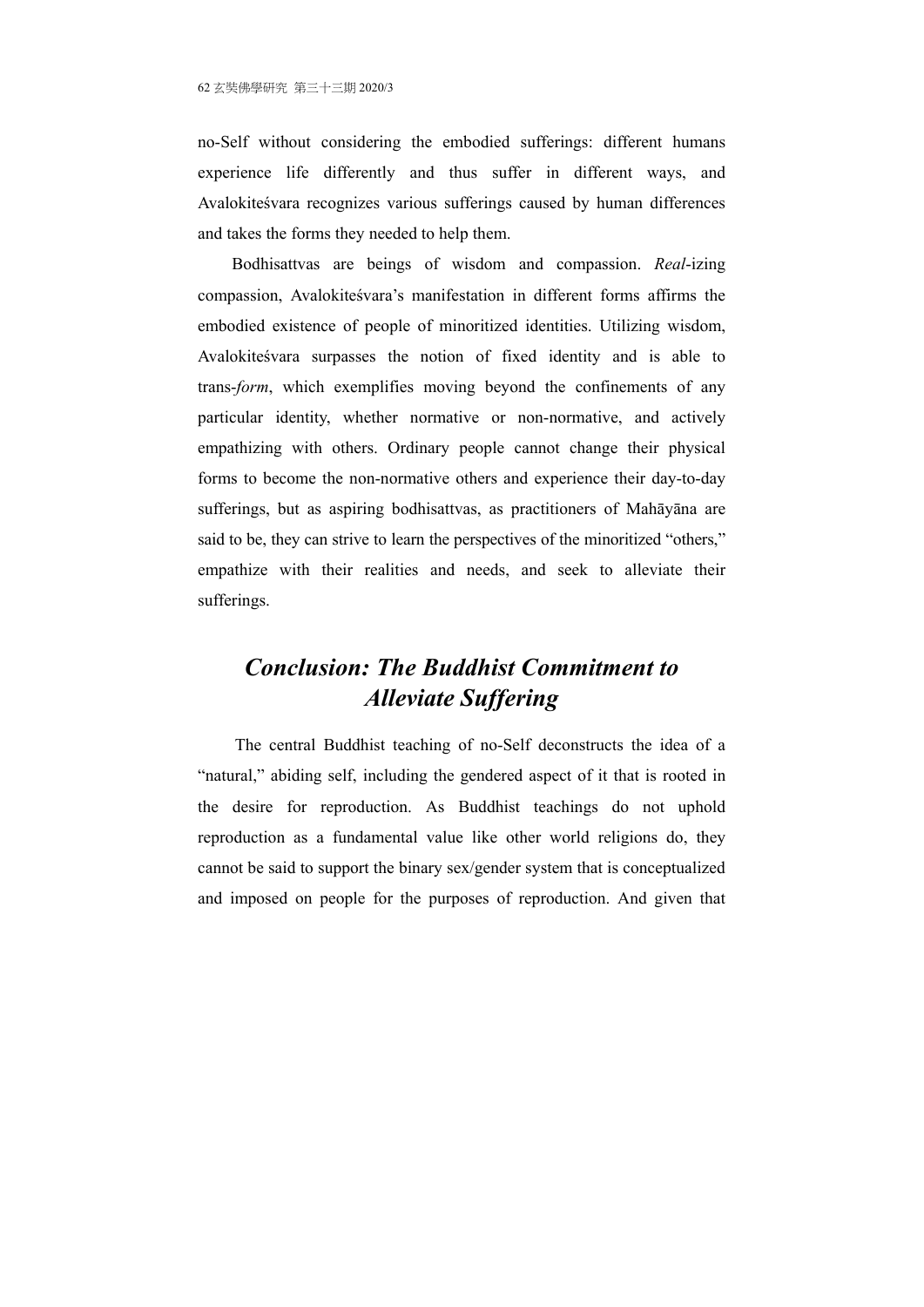no-Self without considering the embodied sufferings: different humans experience life differently and thus suffer in different ways, and Avalokiteśvara recognizes various sufferings caused by human differences and takes the forms they needed to help them.

Bodhisattvas are beings of wisdom and compassion. *Real*-izing compassion, Avalokiteśvara's manifestation in different forms affirms the embodied existence of people of minoritized identities. Utilizing wisdom, Avalokiteśvara surpasses the notion of fixed identity and is able to trans-*form*, which exemplifies moving beyond the confinements of any particular identity, whether normative or non-normative, and actively empathizing with others. Ordinary people cannot change their physical forms to become the non-normative others and experience their day-to-day sufferings, but as aspiring bodhisattvas, as practitioners of Mahāyāna are said to be, they can strive to learn the perspectives of the minoritized "others," empathize with their realities and needs, and seek to alleviate their sufferings.

## *Conclusion: The Buddhist Commitment to Alleviate Suffering*

The central Buddhist teaching of no-Self deconstructs the idea of a "natural," abiding self, including the gendered aspect of it that is rooted in the desire for reproduction. As Buddhist teachings do not uphold reproduction as a fundamental value like other world religions do, they cannot be said to support the binary sex/gender system that is conceptualized and imposed on people for the purposes of reproduction. And given that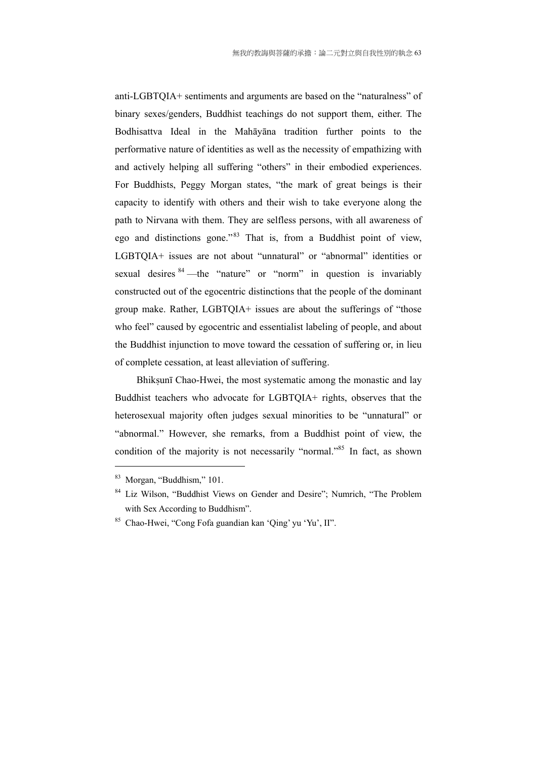anti-LGBTQIA+ sentiments and arguments are based on the "naturalness" of binary sexes/genders, Buddhist teachings do not support them, either. The Bodhisattva Ideal in the Mahāyāna tradition further points to the performative nature of identities as well as the necessity of empathizing with and actively helping all suffering "others" in their embodied experiences. For Buddhists, Peggy Morgan states, "the mark of great beings is their capacity to identify with others and their wish to take everyone along the path to Nirvana with them. They are selfless persons, with all awareness of ego and distinctions gone."[83] That is, from a Buddhist point of view, LGBTQIA+ issues are not about "unnatural" or "abnormal" identities or sexual desires[84]—the "nature" or "norm" in question is invariably constructed out of the egocentric distinctions that the people of the dominant group make. Rather, LGBTQIA+ issues are about the sufferings of "those who feel" caused by egocentric and essentialist labeling of people, and about the Buddhist injunction to move toward the cessation of suffering or, in lieu of complete cessation, at least alleviation of suffering.

Bhikṣunī Chao-Hwei, the most systematic among the monastic and lay Buddhist teachers who advocate for LGBTQIA+ rights, observes that the heterosexual majority often judges sexual minorities to be "unnatural" or "abnormal." However, she remarks, from a Buddhist point of view, the condition of the majority is not necessarily "normal."[85] In fact, as shown

---

83 Morgan, "Buddhism," 101.

84 Liz Wilson, "Buddhist Views on Gender and Desire"; Numrich, "The Problem with Sex According to Buddhism".

85 Chao-Hwei, "Cong Fofa guandian kan 'Qing' yu 'Yu', II".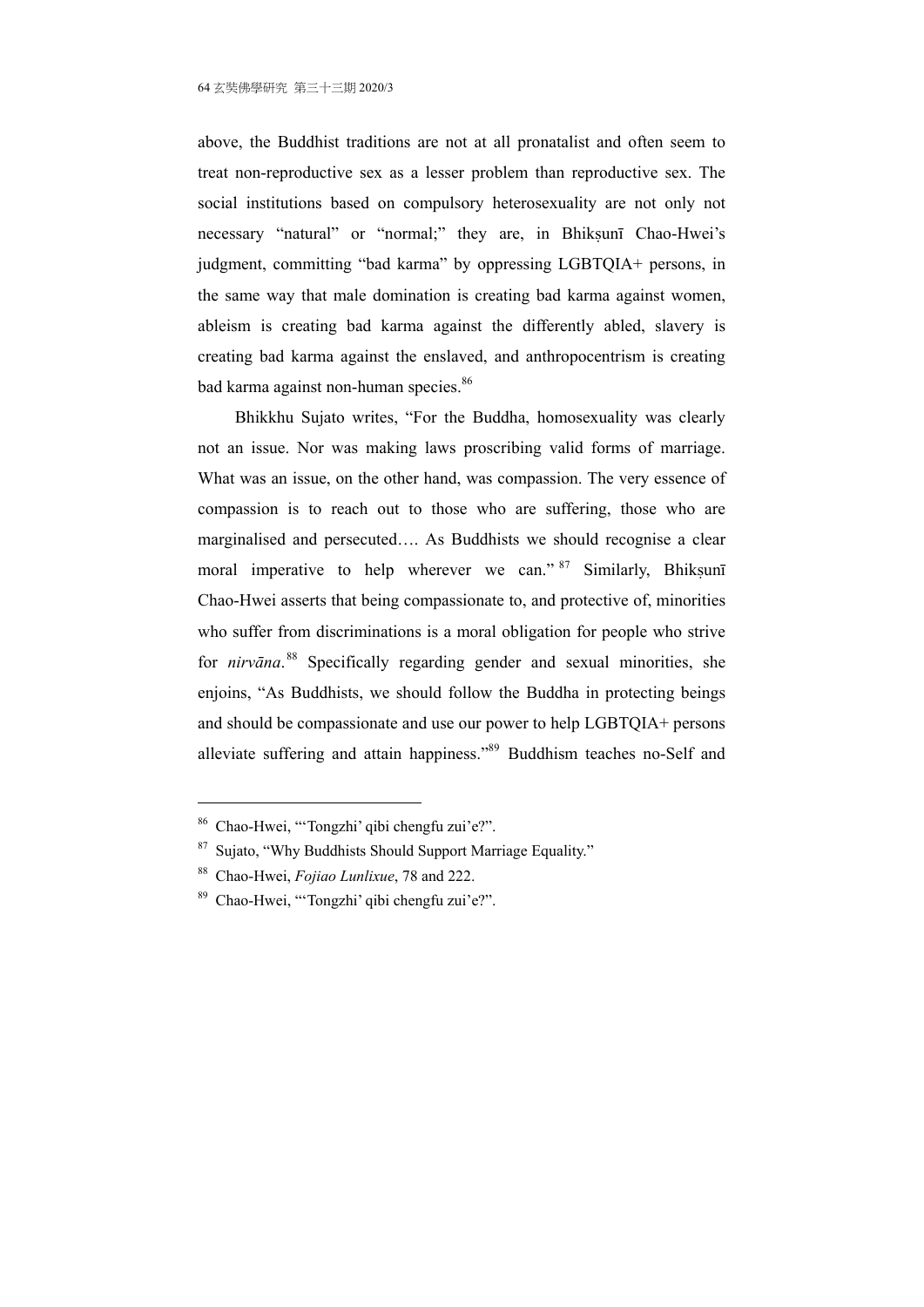above, the Buddhist traditions are not at all pronatalist and often seem to treat non-reproductive sex as a lesser problem than reproductive sex. The social institutions based on compulsory heterosexuality are not only not necessary "natural" or "normal;" they are, in Bhikṣunī Chao-Hwei's judgment, committing "bad karma" by oppressing LGBTQIA+ persons, in the same way that male domination is creating bad karma against women, ableism is creating bad karma against the differently abled, slavery is creating bad karma against the enslaved, and anthropocentrism is creating bad karma against non-human species.[86]

Bhikkhu Sujato writes, "For the Buddha, homosexuality was clearly not an issue. Nor was making laws proscribing valid forms of marriage. What was an issue, on the other hand, was compassion. The very essence of compassion is to reach out to those who are suffering, those who are marginalised and persecuted…. As Buddhists we should recognise a clear moral imperative to help wherever we can."[87] Similarly, Bhikṣunī Chao-Hwei asserts that being compassionate to, and protective of, minorities who suffer from discriminations is a moral obligation for people who strive for *nirvāna*.[88] Specifically regarding gender and sexual minorities, she enjoins, "As Buddhists, we should follow the Buddha in protecting beings and should be compassionate and use our power to help LGBTQIA+ persons alleviate suffering and attain happiness."[89] Buddhism teaches no-Self and

---

86 Chao-Hwei, "'Tongzhi' qibi chengfu zui'e?".

87 Sujato, "Why Buddhists Should Support Marriage Equality."

88 Chao-Hwei, *Fojiao Lunlixue*, 78 and 222.

89 Chao-Hwei, "'Tongzhi' qibi chengfu zui'e?".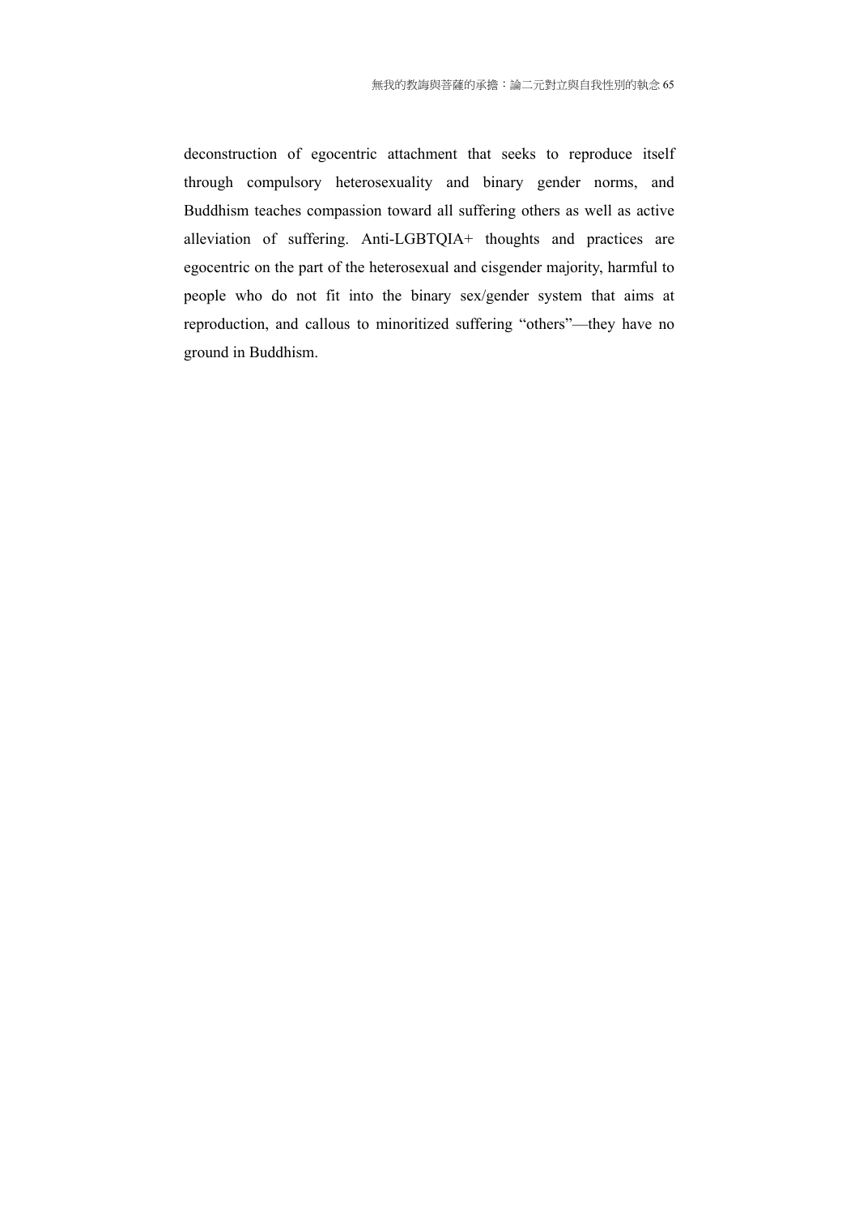deconstruction of egocentric attachment that seeks to reproduce itself through compulsory heterosexuality and binary gender norms, and Buddhism teaches compassion toward all suffering others as well as active alleviation of suffering. Anti-LGBTQIA+ thoughts and practices are egocentric on the part of the heterosexual and cisgender majority, harmful to people who do not fit into the binary sex/gender system that aims at reproduction, and callous to minoritized suffering "others"—they have no ground in Buddhism.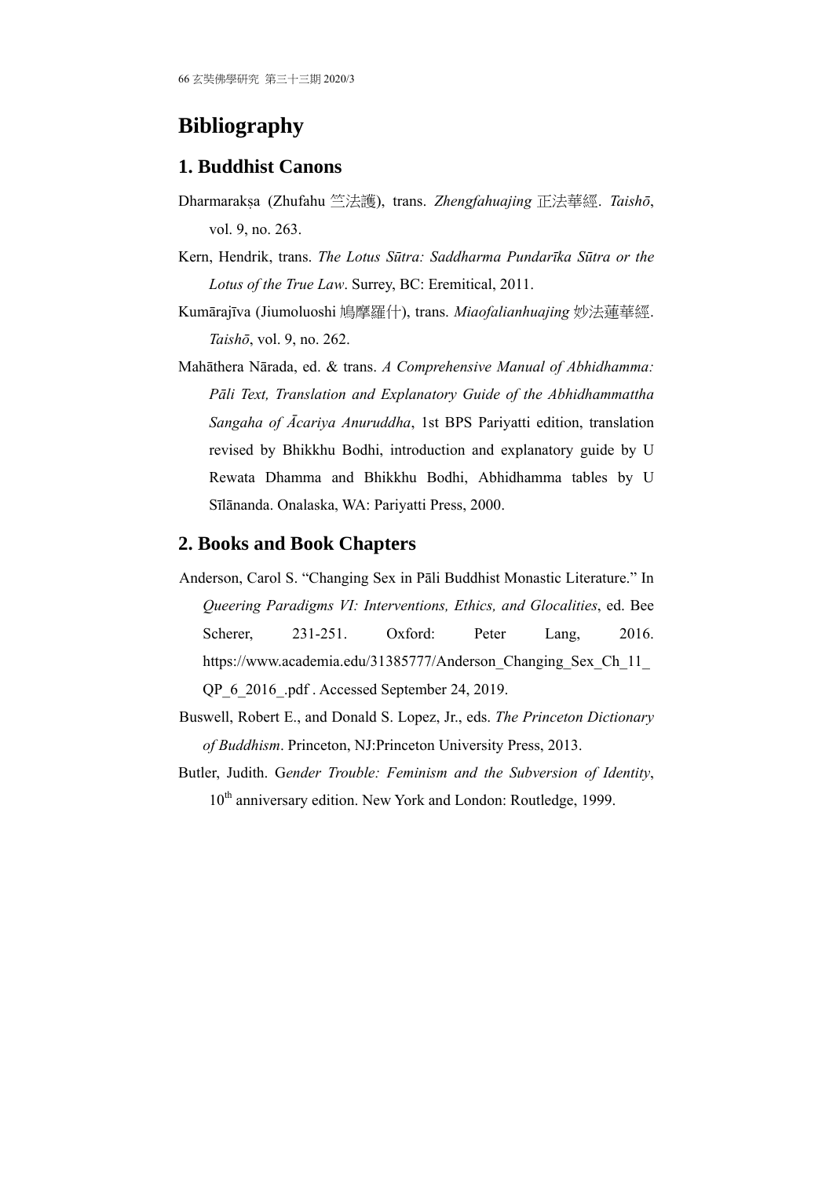# Bibliography

## 1. Buddhist Canons

Dharmarakṣa (Zhufahu 竺法護), trans. *Zhengfahuajing* 正法華經. *Taishō*, vol. 9, no. 263.

Kern, Hendrik, trans. *The Lotus Sūtra: Saddharma Pundarīka Sūtra or the Lotus of the True Law*. Surrey, BC: Eremitical, 2011.

Kumārajīva (Jiumoluoshi 鳩摩羅什), trans. *Miaofalianhuajing* 妙法蓮華經. *Taishō*, vol. 9, no. 262.

Mahāthera Nārada, ed. & trans. *A Comprehensive Manual of Abhidhamma: Pāli Text, Translation and Explanatory Guide of the Abhidhammattha Sangaha of Ācariya Anuruddha*, 1st BPS Pariyatti edition, translation revised by Bhikkhu Bodhi, introduction and explanatory guide by U Rewata Dhamma and Bhikkhu Bodhi, Abhidhamma tables by U Sīlānanda. Onalaska, WA: Pariyatti Press, 2000.

## 2. Books and Book Chapters

Anderson, Carol S. "Changing Sex in Pāli Buddhist Monastic Literature." In *Queering Paradigms VI: Interventions, Ethics, and Glocalities*, ed. Bee Scherer, 231-251. Oxford: Peter Lang, 2016. https://www.academia.edu/31385777/Anderson_Changing_Sex_Ch_11_QP_6_2016_.pdf . Accessed September 24, 2019.

Buswell, Robert E., and Donald S. Lopez, Jr., eds. *The Princeton Dictionary of Buddhism*. Princeton, NJ:Princeton University Press, 2013.

Butler, Judith. G*ender Trouble: Feminism and the Subversion of Identity*, 10th anniversary edition. New York and London: Routledge, 1999.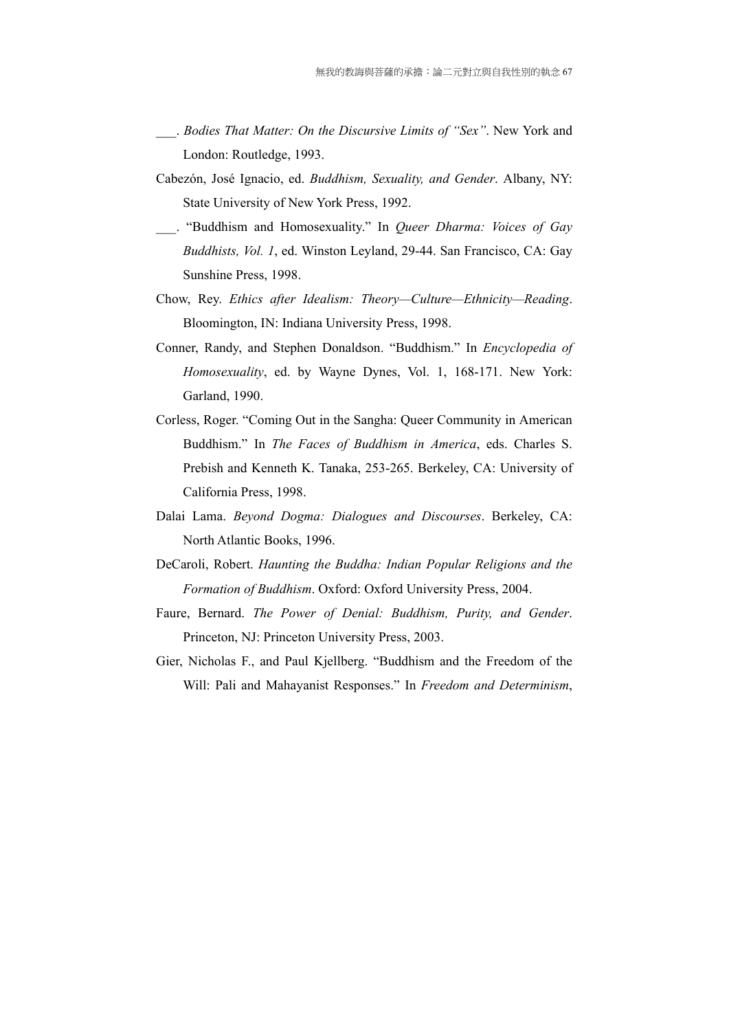___. *Bodies That Matter: On the Discursive Limits of "Sex"*. New York and London: Routledge, 1993.

Cabezón, José Ignacio, ed. *Buddhism, Sexuality, and Gender*. Albany, NY: State University of New York Press, 1992.

___. "Buddhism and Homosexuality." In *Queer Dharma: Voices of Gay Buddhists, Vol. 1*, ed. Winston Leyland, 29-44. San Francisco, CA: Gay Sunshine Press, 1998.

Chow, Rey. *Ethics after Idealism: Theory—Culture—Ethnicity—Reading*. Bloomington, IN: Indiana University Press, 1998.

Conner, Randy, and Stephen Donaldson. "Buddhism." In *Encyclopedia of Homosexuality*, ed. by Wayne Dynes, Vol. 1, 168-171. New York: Garland, 1990.

Corless, Roger. "Coming Out in the Sangha: Queer Community in American Buddhism." In *The Faces of Buddhism in America*, eds. Charles S. Prebish and Kenneth K. Tanaka, 253-265. Berkeley, CA: University of California Press, 1998.

Dalai Lama. *Beyond Dogma: Dialogues and Discourses*. Berkeley, CA: North Atlantic Books, 1996.

DeCaroli, Robert. *Haunting the Buddha: Indian Popular Religions and the Formation of Buddhism*. Oxford: Oxford University Press, 2004.

Faure, Bernard. *The Power of Denial: Buddhism, Purity, and Gender*. Princeton, NJ: Princeton University Press, 2003.

Gier, Nicholas F., and Paul Kjellberg. "Buddhism and the Freedom of the Will: Pali and Mahayanist Responses." In *Freedom and Determinism*,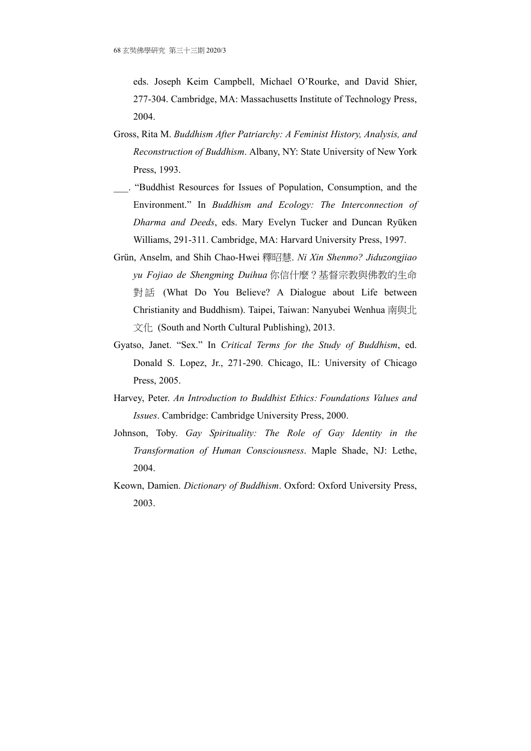eds. Joseph Keim Campbell, Michael O'Rourke, and David Shier, 277-304. Cambridge, MA: Massachusetts Institute of Technology Press, 2004.

Gross, Rita M. *Buddhism After Patriarchy: A Feminist History, Analysis, and Reconstruction of Buddhism*. Albany, NY: State University of New York Press, 1993.

___. "Buddhist Resources for Issues of Population, Consumption, and the Environment." In *Buddhism and Ecology: The Interconnection of Dharma and Deeds*, eds. Mary Evelyn Tucker and Duncan Ryūken Williams, 291-311. Cambridge, MA: Harvard University Press, 1997.

Grün, Anselm, and Shih Chao-Hwei 釋昭慧. *Ni Xin Shenmo? Jiduzongjiao yu Fojiao de Shengming Duihua* 你信什麼？基督宗教與佛教的生命對話 (What Do You Believe? A Dialogue about Life between Christianity and Buddhism). Taipei, Taiwan: Nanyubei Wenhua 南與北文化 (South and North Cultural Publishing), 2013.

Gyatso, Janet. "Sex." In *Critical Terms for the Study of Buddhism*, ed. Donald S. Lopez, Jr., 271-290. Chicago, IL: University of Chicago Press, 2005.

Harvey, Peter. *An Introduction to Buddhist Ethics: Foundations Values and Issues*. Cambridge: Cambridge University Press, 2000.

Johnson, Toby. *Gay Spirituality: The Role of Gay Identity in the Transformation of Human Consciousness*. Maple Shade, NJ: Lethe, 2004.

Keown, Damien. *Dictionary of Buddhism*. Oxford: Oxford University Press, 2003.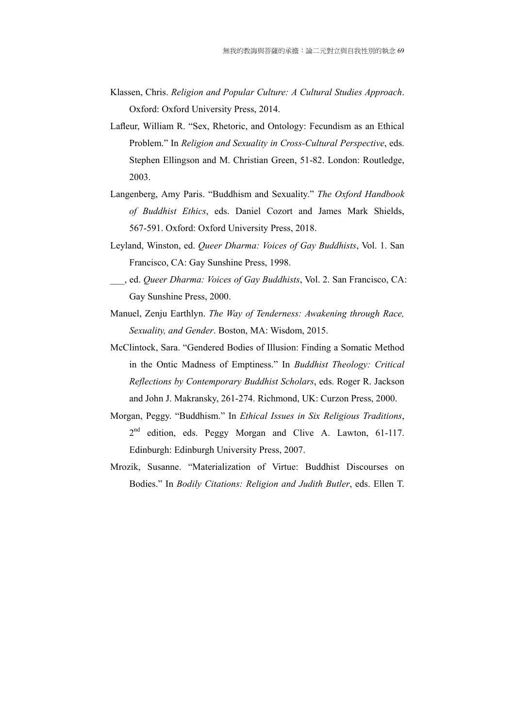Klassen, Chris. *Religion and Popular Culture: A Cultural Studies Approach*. Oxford: Oxford University Press, 2014.

Lafleur, William R. "Sex, Rhetoric, and Ontology: Fecundism as an Ethical Problem." In *Religion and Sexuality in Cross-Cultural Perspective*, eds. Stephen Ellingson and M. Christian Green, 51-82. London: Routledge, 2003.

Langenberg, Amy Paris. "Buddhism and Sexuality." *The Oxford Handbook of Buddhist Ethics*, eds. Daniel Cozort and James Mark Shields, 567-591. Oxford: Oxford University Press, 2018.

Leyland, Winston, ed. *Queer Dharma: Voices of Gay Buddhists*, Vol. 1. San Francisco, CA: Gay Sunshine Press, 1998.

___, ed. *Queer Dharma: Voices of Gay Buddhists*, Vol. 2. San Francisco, CA: Gay Sunshine Press, 2000.

Manuel, Zenju Earthlyn. *The Way of Tenderness: Awakening through Race, Sexuality, and Gender*. Boston, MA: Wisdom, 2015.

McClintock, Sara. "Gendered Bodies of Illusion: Finding a Somatic Method in the Ontic Madness of Emptiness." In *Buddhist Theology: Critical Reflections by Contemporary Buddhist Scholars*, eds. Roger R. Jackson and John J. Makransky, 261-274. Richmond, UK: Curzon Press, 2000.

Morgan, Peggy. "Buddhism." In *Ethical Issues in Six Religious Traditions*, 2nd edition, eds. Peggy Morgan and Clive A. Lawton, 61-117. Edinburgh: Edinburgh University Press, 2007.

Mrozik, Susanne. "Materialization of Virtue: Buddhist Discourses on Bodies." In *Bodily Citations: Religion and Judith Butler*, eds. Ellen T.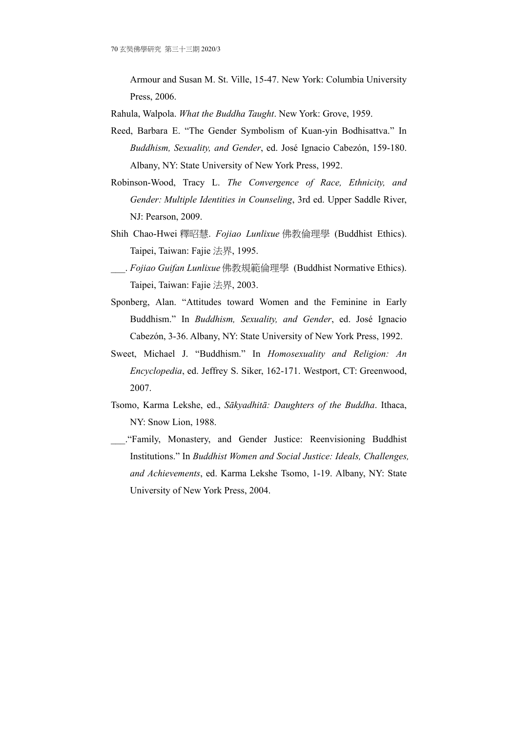Armour and Susan M. St. Ville, 15-47. New York: Columbia University Press, 2006.

Rahula, Walpola. *What the Buddha Taught*. New York: Grove, 1959.

Reed, Barbara E. "The Gender Symbolism of Kuan-yin Bodhisattva." In *Buddhism, Sexuality, and Gender*, ed. José Ignacio Cabezón, 159-180. Albany, NY: State University of New York Press, 1992.

Robinson-Wood, Tracy L. *The Convergence of Race, Ethnicity, and Gender: Multiple Identities in Counseling*, 3rd ed. Upper Saddle River, NJ: Pearson, 2009.

Shih Chao-Hwei 釋昭慧. *Fojiao Lunlixue* 佛教倫理學 (Buddhist Ethics). Taipei, Taiwan: Fajie 法界, 1995.

___. *Fojiao Guifan Lunlixue* 佛教規範倫理學 (Buddhist Normative Ethics). Taipei, Taiwan: Fajie 法界, 2003.

Sponberg, Alan. "Attitudes toward Women and the Feminine in Early Buddhism." In *Buddhism, Sexuality, and Gender*, ed. José Ignacio Cabezón, 3-36. Albany, NY: State University of New York Press, 1992.

Sweet, Michael J. "Buddhism." In *Homosexuality and Religion: An Encyclopedia*, ed. Jeffrey S. Siker, 162-171. Westport, CT: Greenwood, 2007.

Tsomo, Karma Lekshe, ed., *Sākyadhitā: Daughters of the Buddha*. Ithaca, NY: Snow Lion, 1988.

___."Family, Monastery, and Gender Justice: Reenvisioning Buddhist Institutions." In *Buddhist Women and Social Justice: Ideals, Challenges, and Achievements*, ed. Karma Lekshe Tsomo, 1-19. Albany, NY: State University of New York Press, 2004.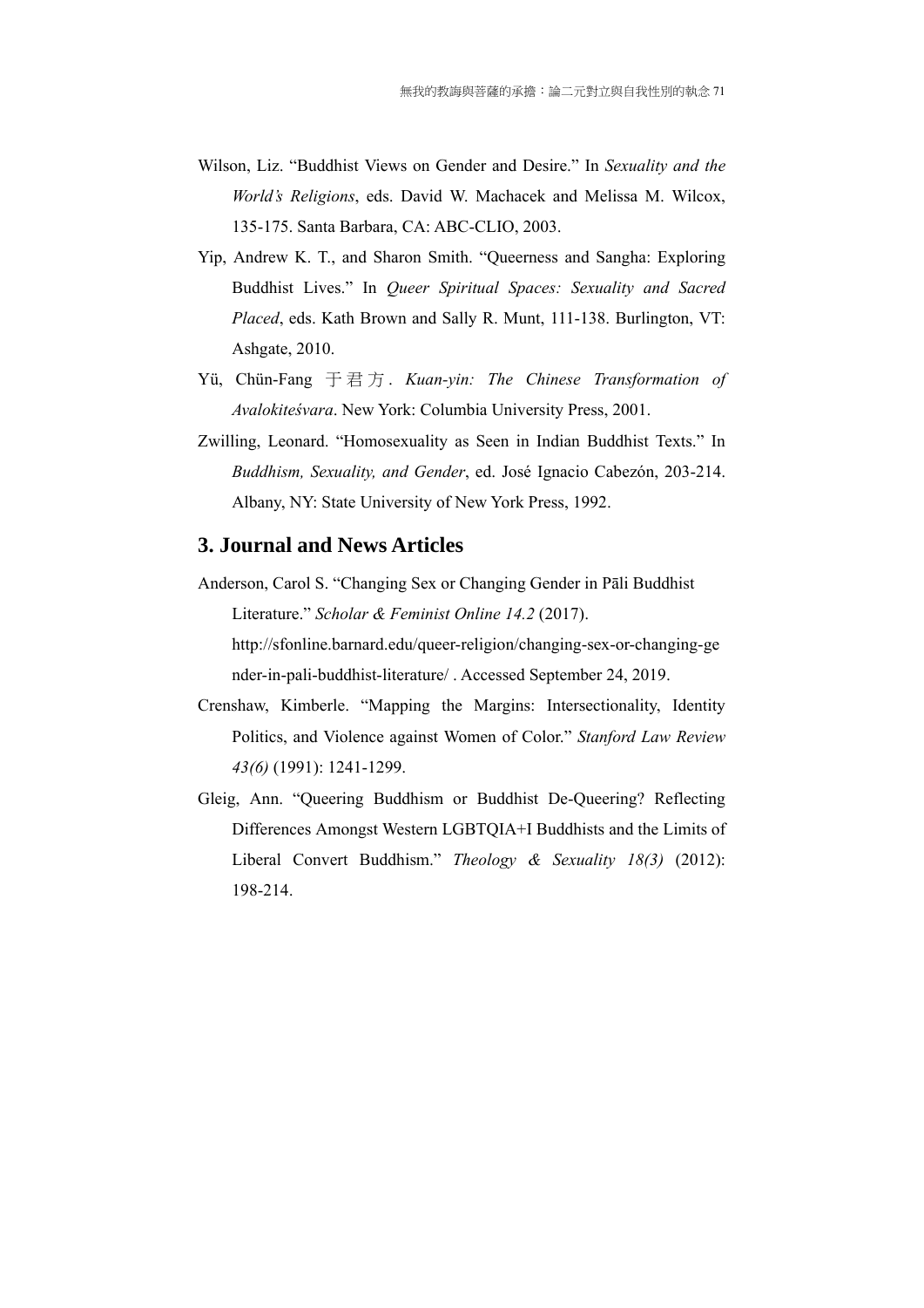Wilson, Liz. "Buddhist Views on Gender and Desire." In *Sexuality and the World's Religions*, eds. David W. Machacek and Melissa M. Wilcox, 135-175. Santa Barbara, CA: ABC-CLIO, 2003.

Yip, Andrew K. T., and Sharon Smith. "Queerness and Sangha: Exploring Buddhist Lives." In *Queer Spiritual Spaces: Sexuality and Sacred Placed*, eds. Kath Brown and Sally R. Munt, 111-138. Burlington, VT: Ashgate, 2010.

Yü, Chün-Fang 于君方. *Kuan-yin: The Chinese Transformation of Avalokiteśvara*. New York: Columbia University Press, 2001.

Zwilling, Leonard. "Homosexuality as Seen in Indian Buddhist Texts." In *Buddhism, Sexuality, and Gender*, ed. José Ignacio Cabezón, 203-214. Albany, NY: State University of New York Press, 1992.

## 3. Journal and News Articles

Anderson, Carol S. "Changing Sex or Changing Gender in Pāli Buddhist Literature." *Scholar & Feminist Online 14.2* (2017). http://sfonline.barnard.edu/queer-religion/changing-sex-or-changing-gender-in-pali-buddhist-literature/ . Accessed September 24, 2019.

Crenshaw, Kimberle. "Mapping the Margins: Intersectionality, Identity Politics, and Violence against Women of Color." *Stanford Law Review 43(6)* (1991): 1241-1299.

Gleig, Ann. "Queering Buddhism or Buddhist De-Queering? Reflecting Differences Amongst Western LGBTQIA+I Buddhists and the Limits of Liberal Convert Buddhism." *Theology & Sexuality 18(3)* (2012): 198-214.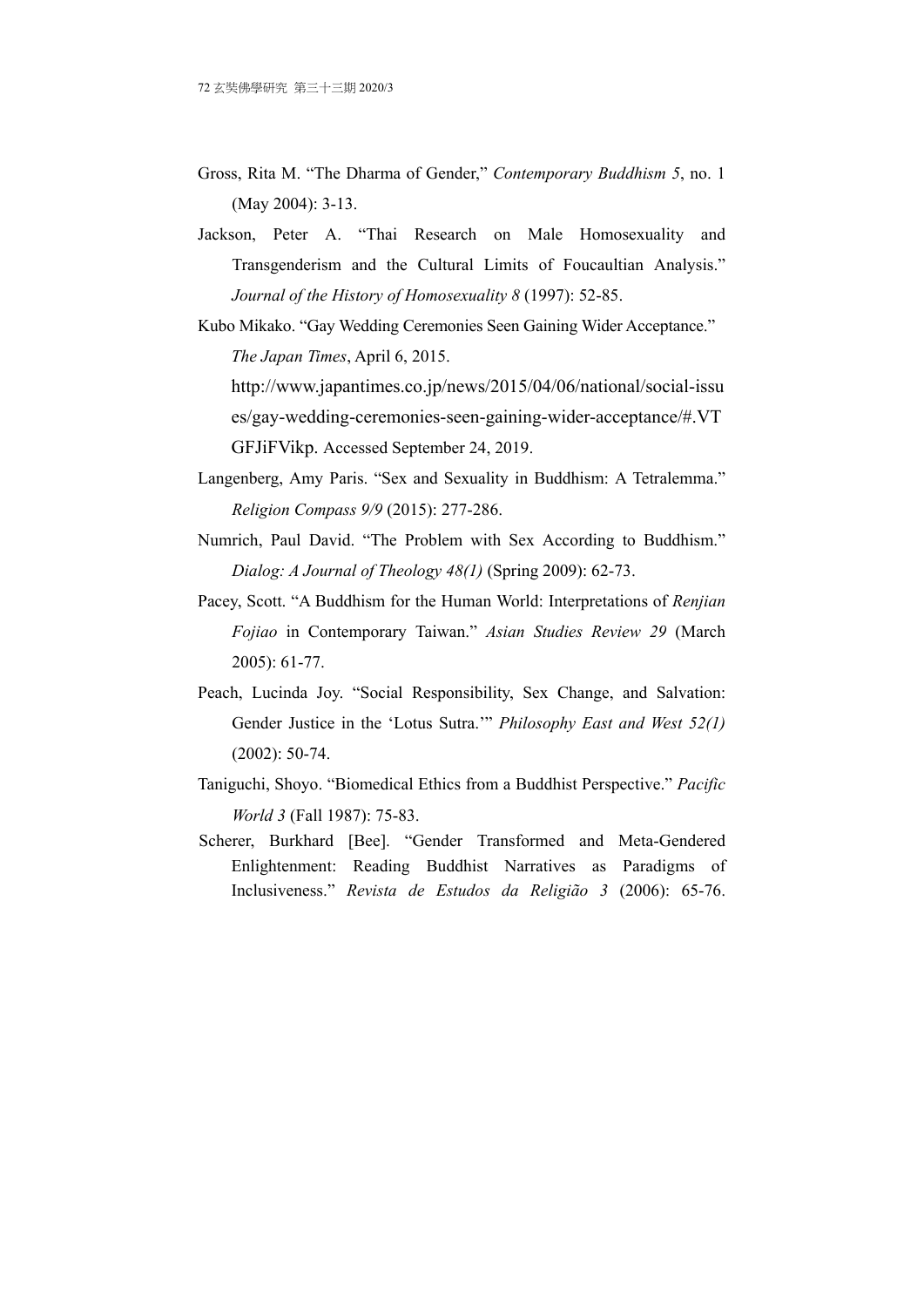Gross, Rita M. “The Dharma of Gender,” *Contemporary Buddhism 5*, no. 1 (May 2004): 3-13.

Jackson, Peter A. “Thai Research on Male Homosexuality and Transgenderism and the Cultural Limits of Foucaultian Analysis.” *Journal of the History of Homosexuality 8* (1997): 52-85.

Kubo Mikako. “Gay Wedding Ceremonies Seen Gaining Wider Acceptance.” *The Japan Times*, April 6, 2015. http://www.japantimes.co.jp/news/2015/04/06/national/social-issues/gay-wedding-ceremonies-seen-gaining-wider-acceptance/#.VTGFJiFVikp. Accessed September 24, 2019.

Langenberg, Amy Paris. “Sex and Sexuality in Buddhism: A Tetralemma.” *Religion Compass 9/9* (2015): 277-286.

Numrich, Paul David. “The Problem with Sex According to Buddhism.” *Dialog: A Journal of Theology 48(1)* (Spring 2009): 62-73.

Pacey, Scott. “A Buddhism for the Human World: Interpretations of *Renjian Fojiao* in Contemporary Taiwan.” *Asian Studies Review 29* (March 2005): 61-77.

Peach, Lucinda Joy. “Social Responsibility, Sex Change, and Salvation: Gender Justice in the ‘Lotus Sutra.’” *Philosophy East and West 52(1)* (2002): 50-74.

Taniguchi, Shoyo. “Biomedical Ethics from a Buddhist Perspective.” *Pacific World 3* (Fall 1987): 75-83.

Scherer, Burkhard [Bee]. “Gender Transformed and Meta-Gendered Enlightenment: Reading Buddhist Narratives as Paradigms of Inclusiveness.” *Revista de Estudos da Religião 3* (2006): 65-76.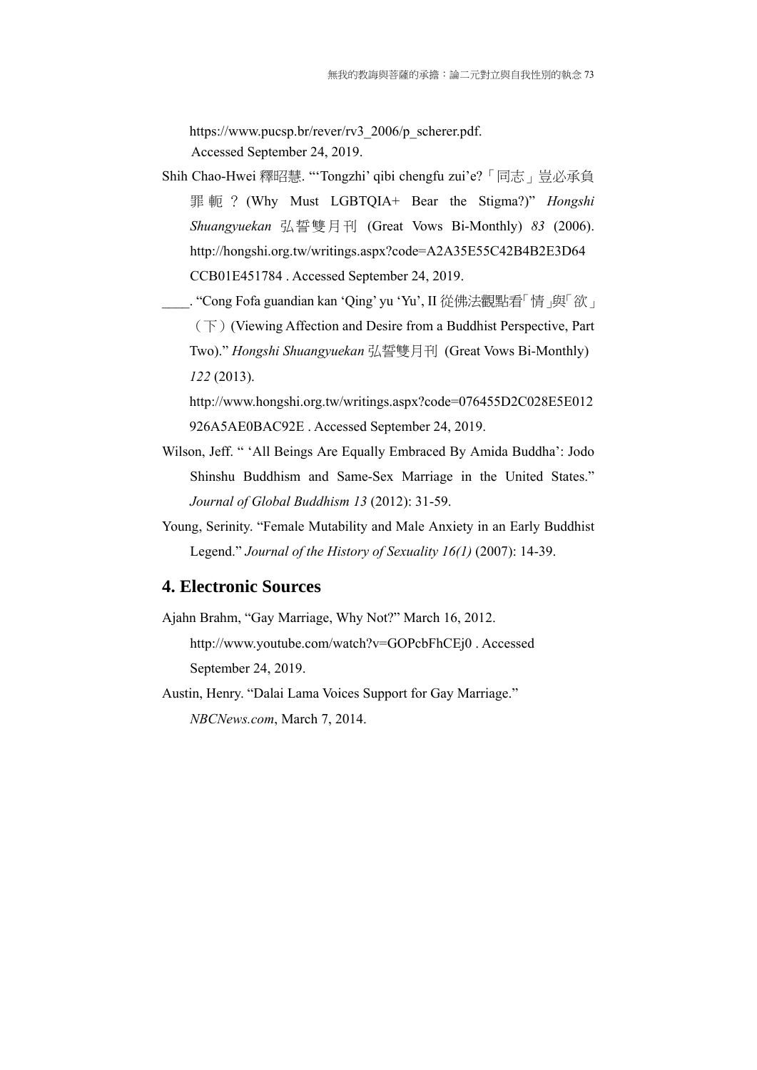https://www.pucsp.br/rever/rv3_2006/p_scherer.pdf. Accessed September 24, 2019.

Shih Chao-Hwei 釋昭慧. "'Tongzhi' qibi chengfu zui'e?「同志」豈必承負罪軛？(Why Must LGBTQIA+ Bear the Stigma?)" *Hongshi Shuangyuekan* 弘誓雙月刊 (Great Vows Bi-Monthly) *83* (2006). http://hongshi.org.tw/writings.aspx?code=A2A35E55C42B4B2E3D64CCB01E451784 . Accessed September 24, 2019.

____. "Cong Fofa guandian kan 'Qing' yu 'Yu', II 從佛法觀點看「情」與「欲」（下）(Viewing Affection and Desire from a Buddhist Perspective, Part Two)." *Hongshi Shuangyuekan* 弘誓雙月刊 (Great Vows Bi-Monthly) *122* (2013). http://www.hongshi.org.tw/writings.aspx?code=076455D2C028E5E012926A5AE0BAC92E . Accessed September 24, 2019.

Wilson, Jeff. " 'All Beings Are Equally Embraced By Amida Buddha': Jodo Shinshu Buddhism and Same-Sex Marriage in the United States." *Journal of Global Buddhism 13* (2012): 31-59.

Young, Serinity. "Female Mutability and Male Anxiety in an Early Buddhist Legend." *Journal of the History of Sexuality 16(1)* (2007): 14-39.

## 4. Electronic Sources

Ajahn Brahm, "Gay Marriage, Why Not?" March 16, 2012. http://www.youtube.com/watch?v=GOPcbFhCEj0 . Accessed September 24, 2019.

Austin, Henry. "Dalai Lama Voices Support for Gay Marriage." *NBCNews.com*, March 7, 2014.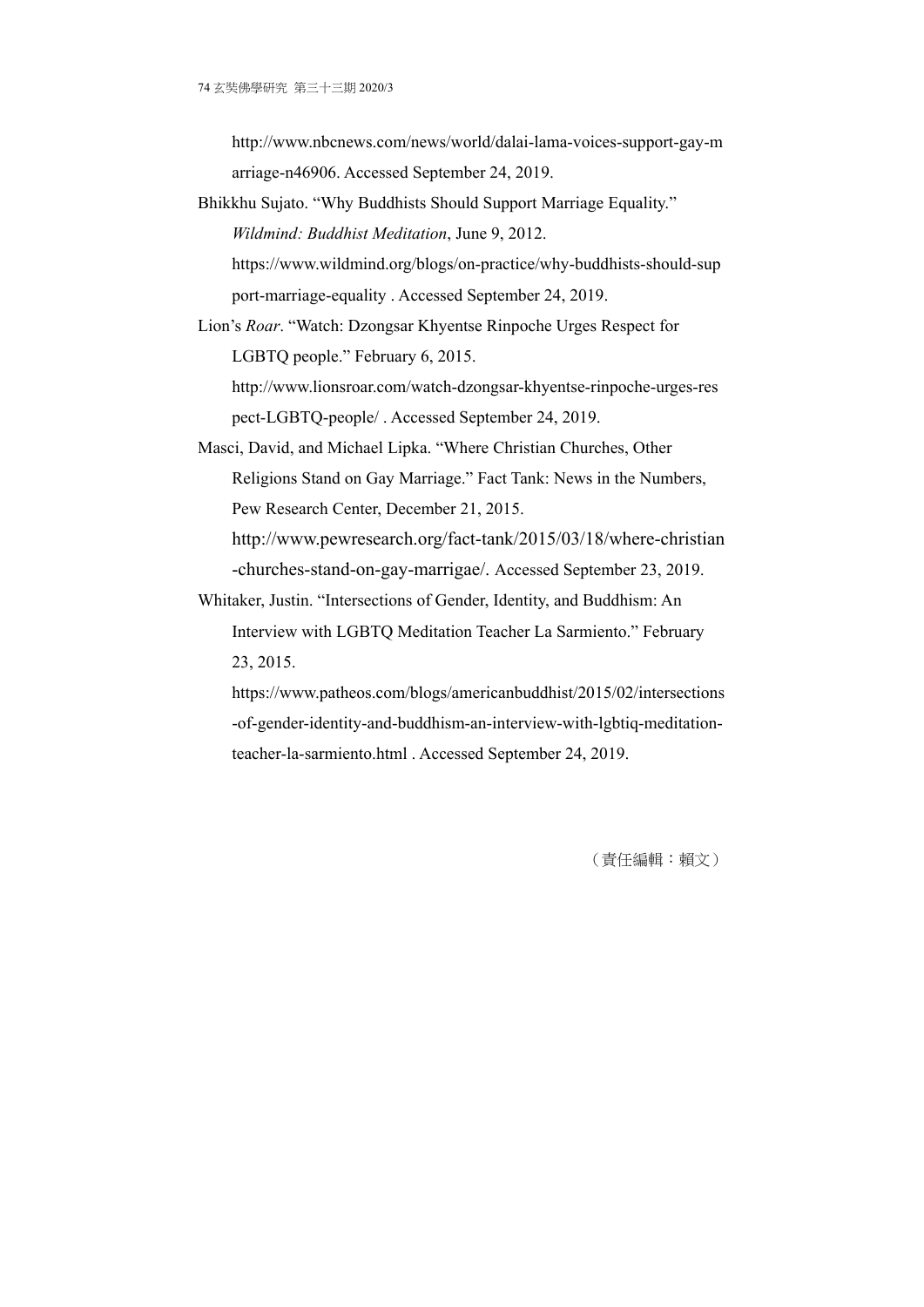http://www.nbcnews.com/news/world/dalai-lama-voices-support-gay-marriage-n46906. Accessed September 24, 2019.

Bhikkhu Sujato. "Why Buddhists Should Support Marriage Equality." *Wildmind: Buddhist Meditation*, June 9, 2012. https://www.wildmind.org/blogs/on-practice/why-buddhists-should-support-marriage-equality . Accessed September 24, 2019.

Lion's *Roar*. "Watch: Dzongsar Khyentse Rinpoche Urges Respect for LGBTQ people." February 6, 2015. http://www.lionsroar.com/watch-dzongsar-khyentse-rinpoche-urges-respect-LGBTQ-people/ . Accessed September 24, 2019.

Masci, David, and Michael Lipka. "Where Christian Churches, Other Religions Stand on Gay Marriage." Fact Tank: News in the Numbers, Pew Research Center, December 21, 2015. http://www.pewresearch.org/fact-tank/2015/03/18/where-christian-churches-stand-on-gay-marrigae/. Accessed September 23, 2019.

Whitaker, Justin. "Intersections of Gender, Identity, and Buddhism: An Interview with LGBTQ Meditation Teacher La Sarmiento." February 23, 2015. https://www.patheos.com/blogs/americanbuddhist/2015/02/intersections-of-gender-identity-and-buddhism-an-interview-with-lgbtiq-meditation-teacher-la-sarmiento.html . Accessed September 24, 2019.

（責任編輯：賴文）